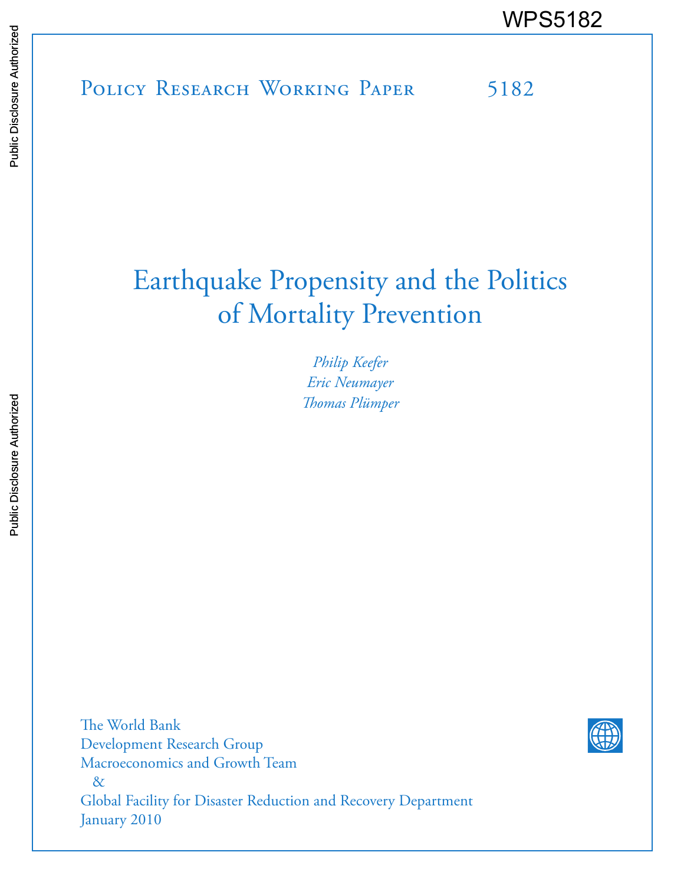WPS5182

Policy Research Working Paper 5182

# Earthquake Propensity and the Politics of Mortality Prevention

*Philip Keefer*
*Eric Neumayer*
*Thomas Plümper*

The World Bank
Development Research Group
Macroeconomics and Growth Team
&
Global Facility for Disaster Reduction and Recovery Department
January 2010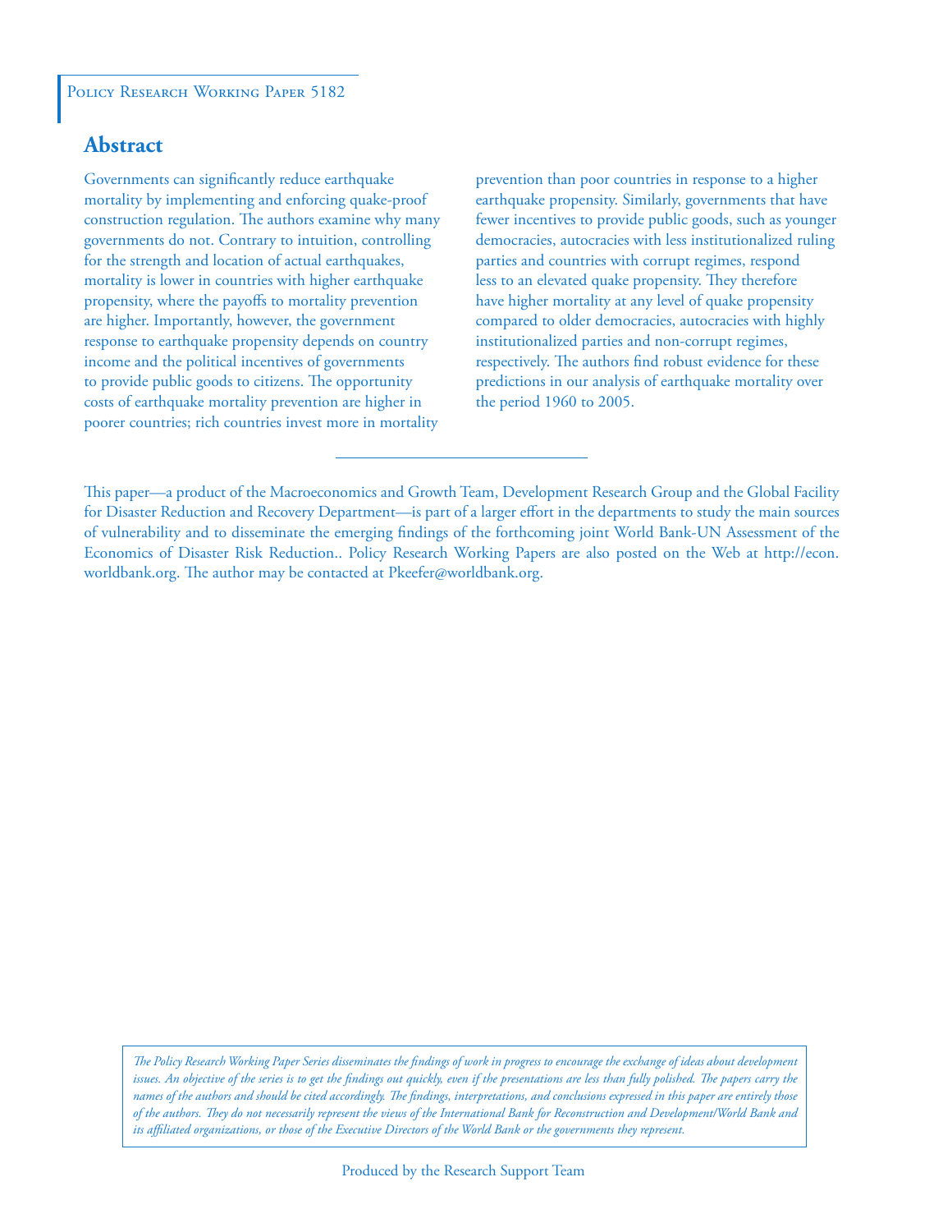Policy Research Working Paper 5182

## Abstract

Governments can significantly reduce earthquake mortality by implementing and enforcing quake-proof construction regulation. The authors examine why many governments do not. Contrary to intuition, controlling for the strength and location of actual earthquakes, mortality is lower in countries with higher earthquake propensity, where the payoffs to mortality prevention are higher. Importantly, however, the government response to earthquake propensity depends on country income and the political incentives of governments to provide public goods to citizens. The opportunity costs of earthquake mortality prevention are higher in poorer countries; rich countries invest more in mortality prevention than poor countries in response to a higher earthquake propensity. Similarly, governments that have fewer incentives to provide public goods, such as younger democracies, autocracies with less institutionalized ruling parties and countries with corrupt regimes, respond less to an elevated quake propensity. They therefore have higher mortality at any level of quake propensity compared to older democracies, autocracies with highly institutionalized parties and non-corrupt regimes, respectively. The authors find robust evidence for these predictions in our analysis of earthquake mortality over the period 1960 to 2005.

This paper—a product of the Macroeconomics and Growth Team, Development Research Group and the Global Facility for Disaster Reduction and Recovery Department—is part of a larger effort in the departments to study the main sources of vulnerability and to disseminate the emerging findings of the forthcoming joint World Bank-UN Assessment of the Economics of Disaster Risk Reduction.. Policy Research Working Papers are also posted on the Web at http://econ.worldbank.org. The author may be contacted at Pkeefer@worldbank.org.

*The Policy Research Working Paper Series disseminates the findings of work in progress to encourage the exchange of ideas about development issues. An objective of the series is to get the findings out quickly, even if the presentations are less than fully polished. The papers carry the names of the authors and should be cited accordingly. The findings, interpretations, and conclusions expressed in this paper are entirely those of the authors. They do not necessarily represent the views of the International Bank for Reconstruction and Development/World Bank and its affiliated organizations, or those of the Executive Directors of the World Bank or the governments they represent.*

Produced by the Research Support Team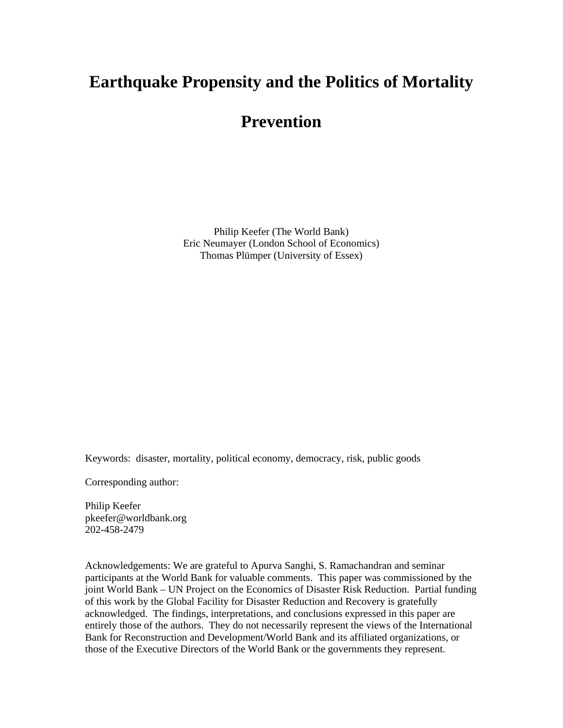# Earthquake Propensity and the Politics of Mortality Prevention

Philip Keefer (The World Bank)
Eric Neumayer (London School of Economics)
Thomas Plümper (University of Essex)

Keywords: disaster, mortality, political economy, democracy, risk, public goods

Corresponding author:

Philip Keefer
pkeefer@worldbank.org
202-458-2479

Acknowledgements: We are grateful to Apurva Sanghi, S. Ramachandran and seminar participants at the World Bank for valuable comments. This paper was commissioned by the joint World Bank – UN Project on the Economics of Disaster Risk Reduction. Partial funding of this work by the Global Facility for Disaster Reduction and Recovery is gratefully acknowledged. The findings, interpretations, and conclusions expressed in this paper are entirely those of the authors. They do not necessarily represent the views of the International Bank for Reconstruction and Development/World Bank and its affiliated organizations, or those of the Executive Directors of the World Bank or the governments they represent.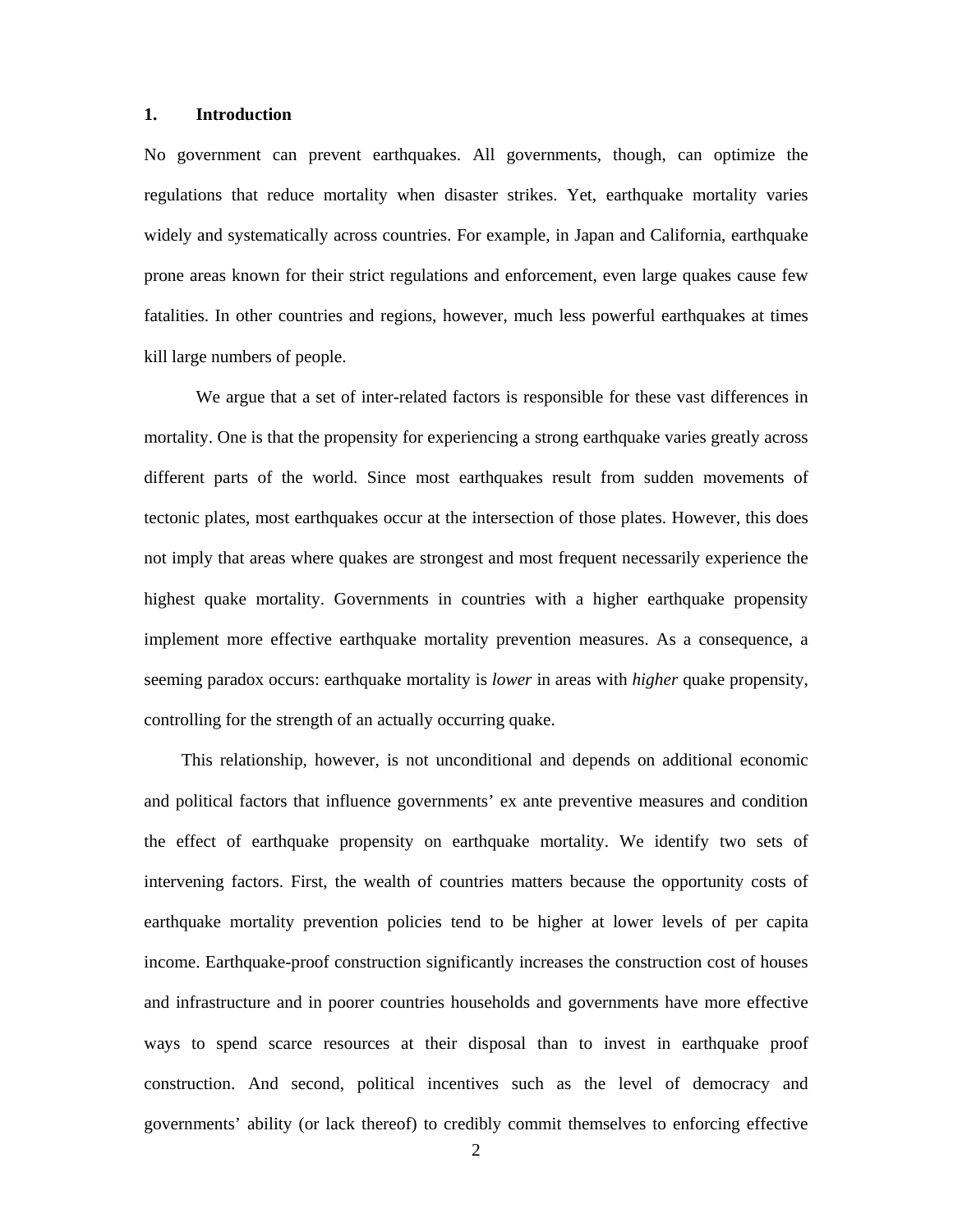## 1. Introduction

No government can prevent earthquakes. All governments, though, can optimize the regulations that reduce mortality when disaster strikes. Yet, earthquake mortality varies widely and systematically across countries. For example, in Japan and California, earthquake prone areas known for their strict regulations and enforcement, even large quakes cause few fatalities. In other countries and regions, however, much less powerful earthquakes at times kill large numbers of people.

We argue that a set of inter-related factors is responsible for these vast differences in mortality. One is that the propensity for experiencing a strong earthquake varies greatly across different parts of the world. Since most earthquakes result from sudden movements of tectonic plates, most earthquakes occur at the intersection of those plates. However, this does not imply that areas where quakes are strongest and most frequent necessarily experience the highest quake mortality. Governments in countries with a higher earthquake propensity implement more effective earthquake mortality prevention measures. As a consequence, a seeming paradox occurs: earthquake mortality is *lower* in areas with *higher* quake propensity, controlling for the strength of an actually occurring quake.

This relationship, however, is not unconditional and depends on additional economic and political factors that influence governments' ex ante preventive measures and condition the effect of earthquake propensity on earthquake mortality. We identify two sets of intervening factors. First, the wealth of countries matters because the opportunity costs of earthquake mortality prevention policies tend to be higher at lower levels of per capita income. Earthquake-proof construction significantly increases the construction cost of houses and infrastructure and in poorer countries households and governments have more effective ways to spend scarce resources at their disposal than to invest in earthquake proof construction. And second, political incentives such as the level of democracy and governments' ability (or lack thereof) to credibly commit themselves to enforcing effective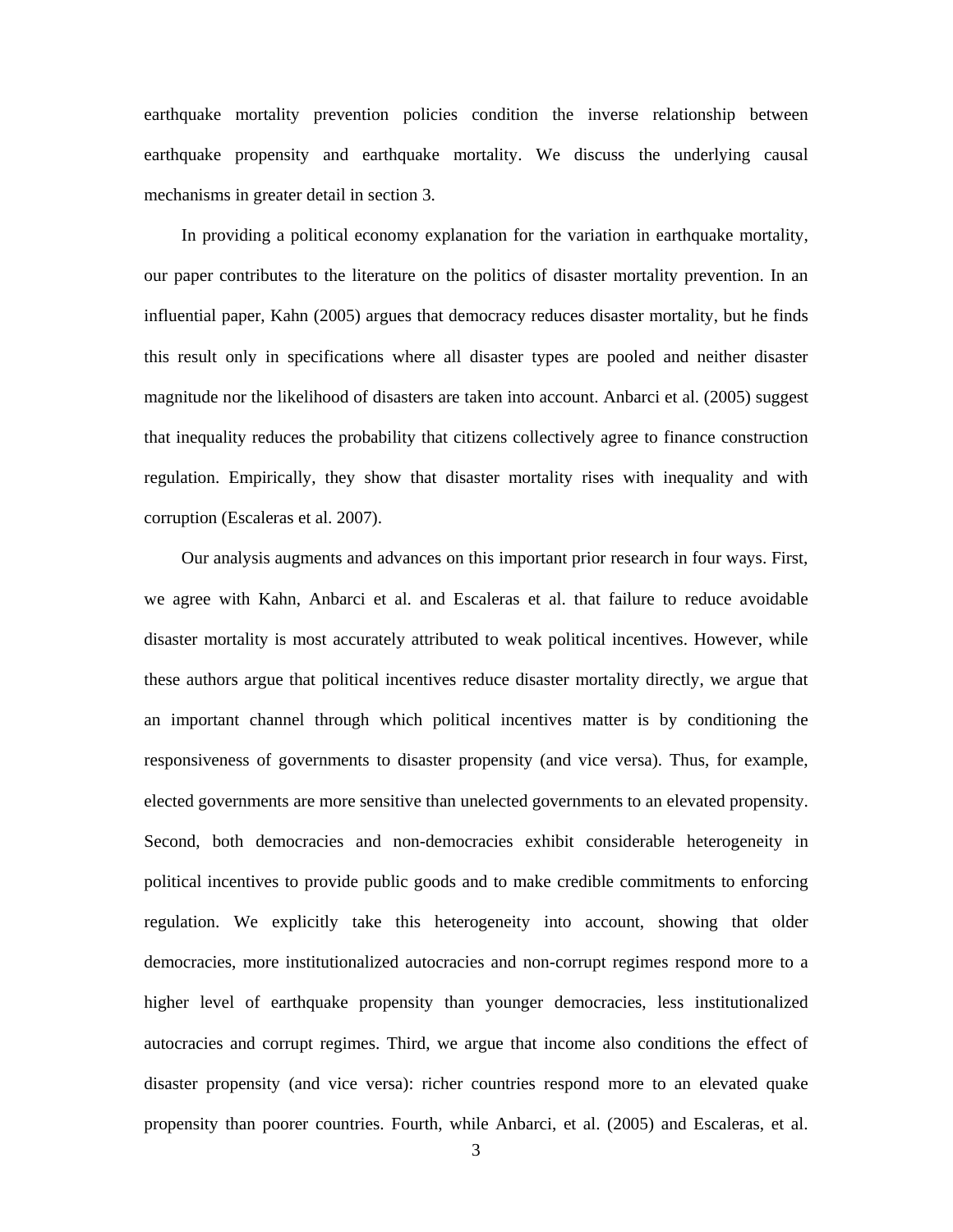earthquake mortality prevention policies condition the inverse relationship between earthquake propensity and earthquake mortality. We discuss the underlying causal mechanisms in greater detail in section 3.

In providing a political economy explanation for the variation in earthquake mortality, our paper contributes to the literature on the politics of disaster mortality prevention. In an influential paper, Kahn (2005) argues that democracy reduces disaster mortality, but he finds this result only in specifications where all disaster types are pooled and neither disaster magnitude nor the likelihood of disasters are taken into account. Anbarci et al. (2005) suggest that inequality reduces the probability that citizens collectively agree to finance construction regulation. Empirically, they show that disaster mortality rises with inequality and with corruption (Escaleras et al. 2007).

Our analysis augments and advances on this important prior research in four ways. First, we agree with Kahn, Anbarci et al. and Escaleras et al. that failure to reduce avoidable disaster mortality is most accurately attributed to weak political incentives. However, while these authors argue that political incentives reduce disaster mortality directly, we argue that an important channel through which political incentives matter is by conditioning the responsiveness of governments to disaster propensity (and vice versa). Thus, for example, elected governments are more sensitive than unelected governments to an elevated propensity. Second, both democracies and non-democracies exhibit considerable heterogeneity in political incentives to provide public goods and to make credible commitments to enforcing regulation. We explicitly take this heterogeneity into account, showing that older democracies, more institutionalized autocracies and non-corrupt regimes respond more to a higher level of earthquake propensity than younger democracies, less institutionalized autocracies and corrupt regimes. Third, we argue that income also conditions the effect of disaster propensity (and vice versa): richer countries respond more to an elevated quake propensity than poorer countries. Fourth, while Anbarci, et al. (2005) and Escaleras, et al.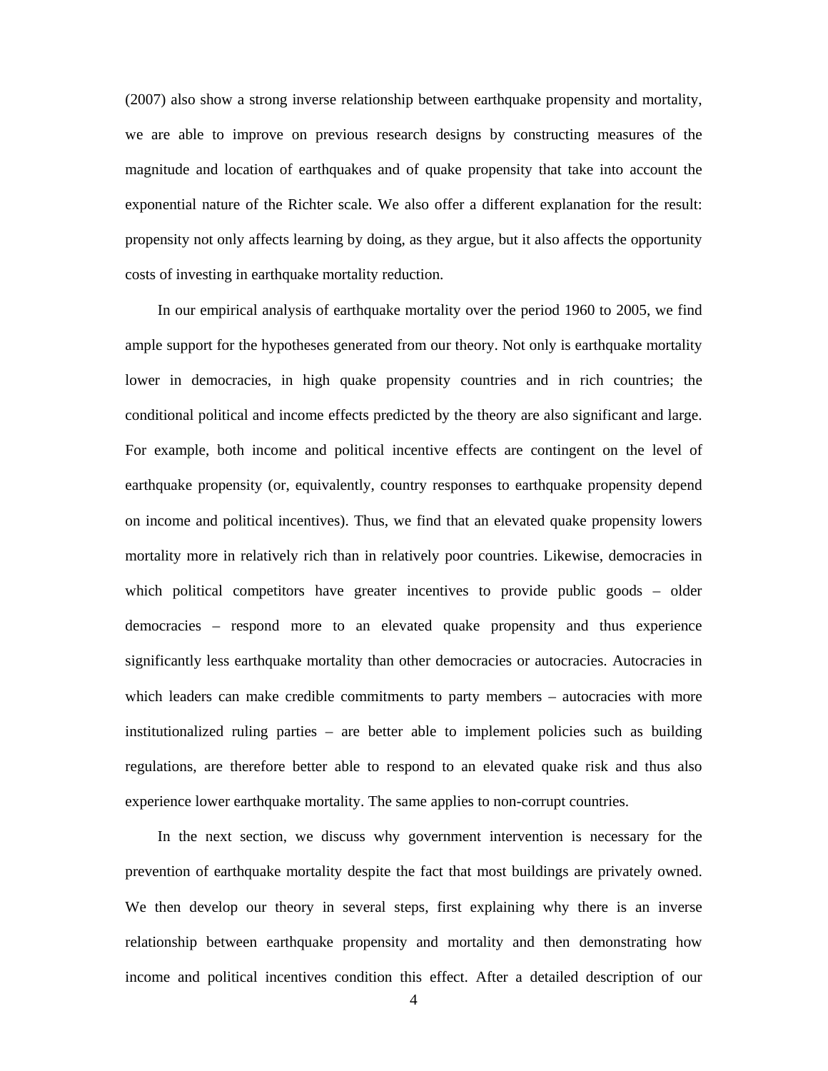(2007) also show a strong inverse relationship between earthquake propensity and mortality, we are able to improve on previous research designs by constructing measures of the magnitude and location of earthquakes and of quake propensity that take into account the exponential nature of the Richter scale. We also offer a different explanation for the result: propensity not only affects learning by doing, as they argue, but it also affects the opportunity costs of investing in earthquake mortality reduction.

In our empirical analysis of earthquake mortality over the period 1960 to 2005, we find ample support for the hypotheses generated from our theory. Not only is earthquake mortality lower in democracies, in high quake propensity countries and in rich countries; the conditional political and income effects predicted by the theory are also significant and large. For example, both income and political incentive effects are contingent on the level of earthquake propensity (or, equivalently, country responses to earthquake propensity depend on income and political incentives). Thus, we find that an elevated quake propensity lowers mortality more in relatively rich than in relatively poor countries. Likewise, democracies in which political competitors have greater incentives to provide public goods – older democracies – respond more to an elevated quake propensity and thus experience significantly less earthquake mortality than other democracies or autocracies. Autocracies in which leaders can make credible commitments to party members – autocracies with more institutionalized ruling parties – are better able to implement policies such as building regulations, are therefore better able to respond to an elevated quake risk and thus also experience lower earthquake mortality. The same applies to non-corrupt countries.

In the next section, we discuss why government intervention is necessary for the prevention of earthquake mortality despite the fact that most buildings are privately owned. We then develop our theory in several steps, first explaining why there is an inverse relationship between earthquake propensity and mortality and then demonstrating how income and political incentives condition this effect. After a detailed description of our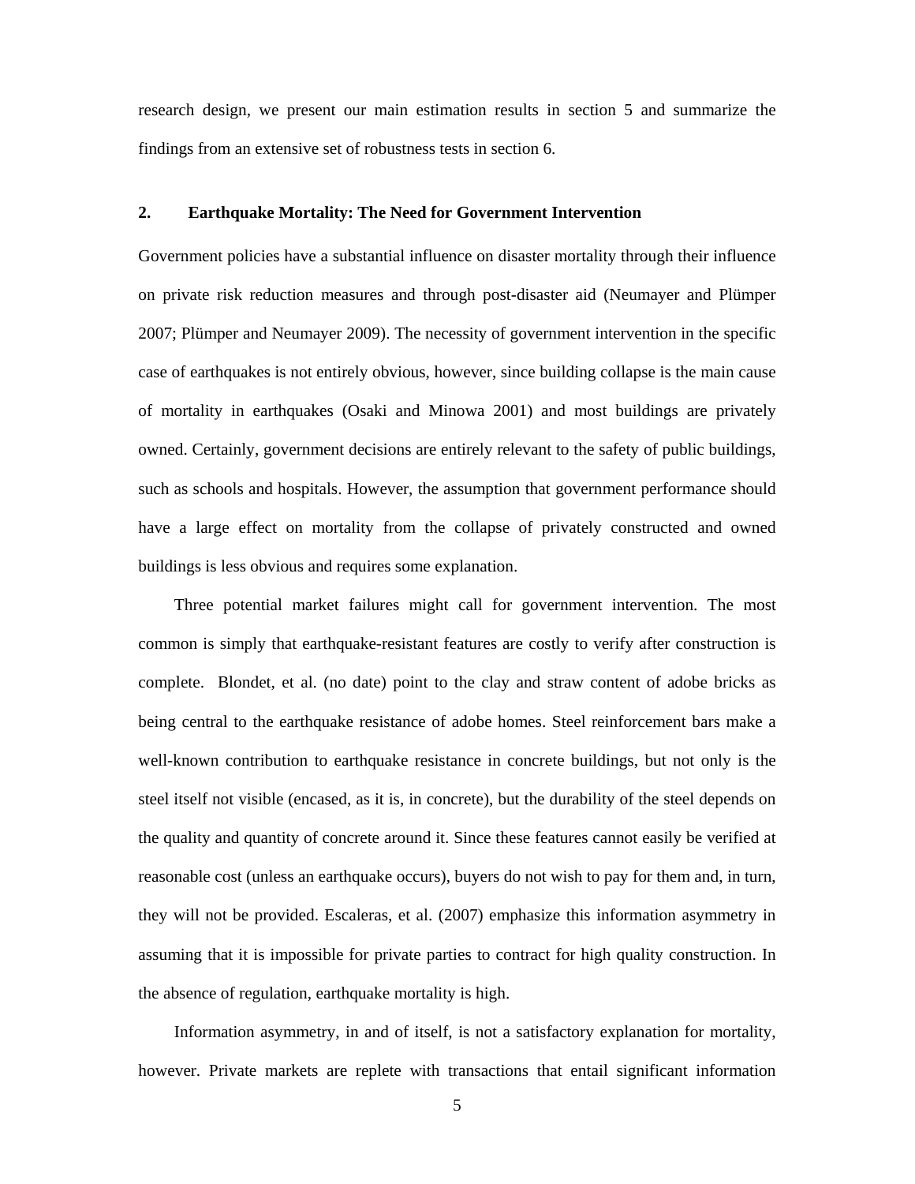research design, we present our main estimation results in section 5 and summarize the findings from an extensive set of robustness tests in section 6.

## 2. Earthquake Mortality: The Need for Government Intervention

Government policies have a substantial influence on disaster mortality through their influence on private risk reduction measures and through post-disaster aid (Neumayer and Plümper 2007; Plümper and Neumayer 2009). The necessity of government intervention in the specific case of earthquakes is not entirely obvious, however, since building collapse is the main cause of mortality in earthquakes (Osaki and Minowa 2001) and most buildings are privately owned. Certainly, government decisions are entirely relevant to the safety of public buildings, such as schools and hospitals. However, the assumption that government performance should have a large effect on mortality from the collapse of privately constructed and owned buildings is less obvious and requires some explanation.

Three potential market failures might call for government intervention. The most common is simply that earthquake-resistant features are costly to verify after construction is complete. Blondet, et al. (no date) point to the clay and straw content of adobe bricks as being central to the earthquake resistance of adobe homes. Steel reinforcement bars make a well-known contribution to earthquake resistance in concrete buildings, but not only is the steel itself not visible (encased, as it is, in concrete), but the durability of the steel depends on the quality and quantity of concrete around it. Since these features cannot easily be verified at reasonable cost (unless an earthquake occurs), buyers do not wish to pay for them and, in turn, they will not be provided. Escaleras, et al. (2007) emphasize this information asymmetry in assuming that it is impossible for private parties to contract for high quality construction. In the absence of regulation, earthquake mortality is high.

Information asymmetry, in and of itself, is not a satisfactory explanation for mortality, however. Private markets are replete with transactions that entail significant information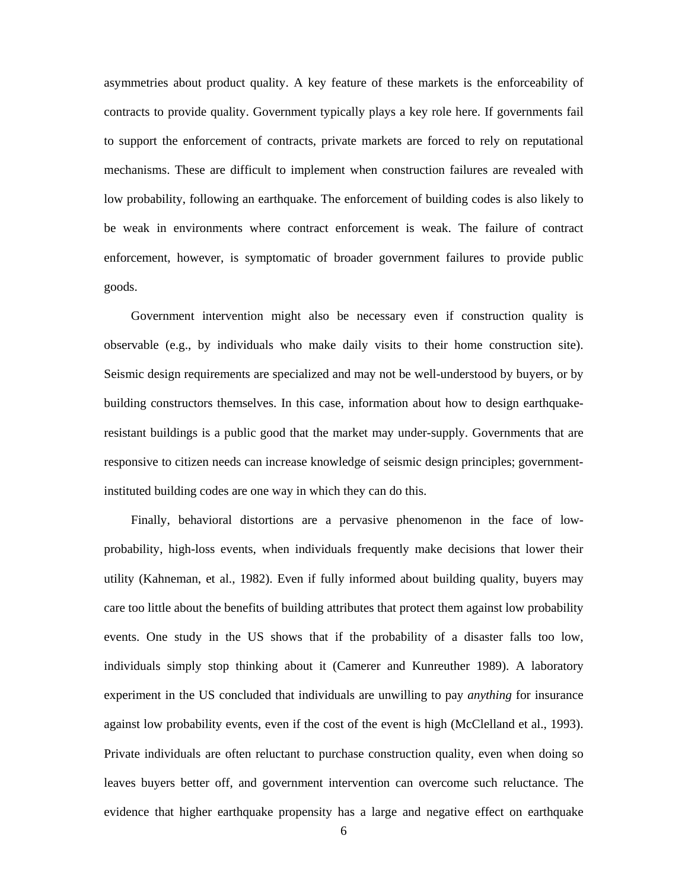asymmetries about product quality. A key feature of these markets is the enforceability of contracts to provide quality. Government typically plays a key role here. If governments fail to support the enforcement of contracts, private markets are forced to rely on reputational mechanisms. These are difficult to implement when construction failures are revealed with low probability, following an earthquake. The enforcement of building codes is also likely to be weak in environments where contract enforcement is weak. The failure of contract enforcement, however, is symptomatic of broader government failures to provide public goods.

Government intervention might also be necessary even if construction quality is observable (e.g., by individuals who make daily visits to their home construction site). Seismic design requirements are specialized and may not be well-understood by buyers, or by building constructors themselves. In this case, information about how to design earthquake-resistant buildings is a public good that the market may under-supply. Governments that are responsive to citizen needs can increase knowledge of seismic design principles; government-instituted building codes are one way in which they can do this.

Finally, behavioral distortions are a pervasive phenomenon in the face of low-probability, high-loss events, when individuals frequently make decisions that lower their utility (Kahneman, et al., 1982). Even if fully informed about building quality, buyers may care too little about the benefits of building attributes that protect them against low probability events. One study in the US shows that if the probability of a disaster falls too low, individuals simply stop thinking about it (Camerer and Kunreuther 1989). A laboratory experiment in the US concluded that individuals are unwilling to pay *anything* for insurance against low probability events, even if the cost of the event is high (McClelland et al., 1993). Private individuals are often reluctant to purchase construction quality, even when doing so leaves buyers better off, and government intervention can overcome such reluctance. The evidence that higher earthquake propensity has a large and negative effect on earthquake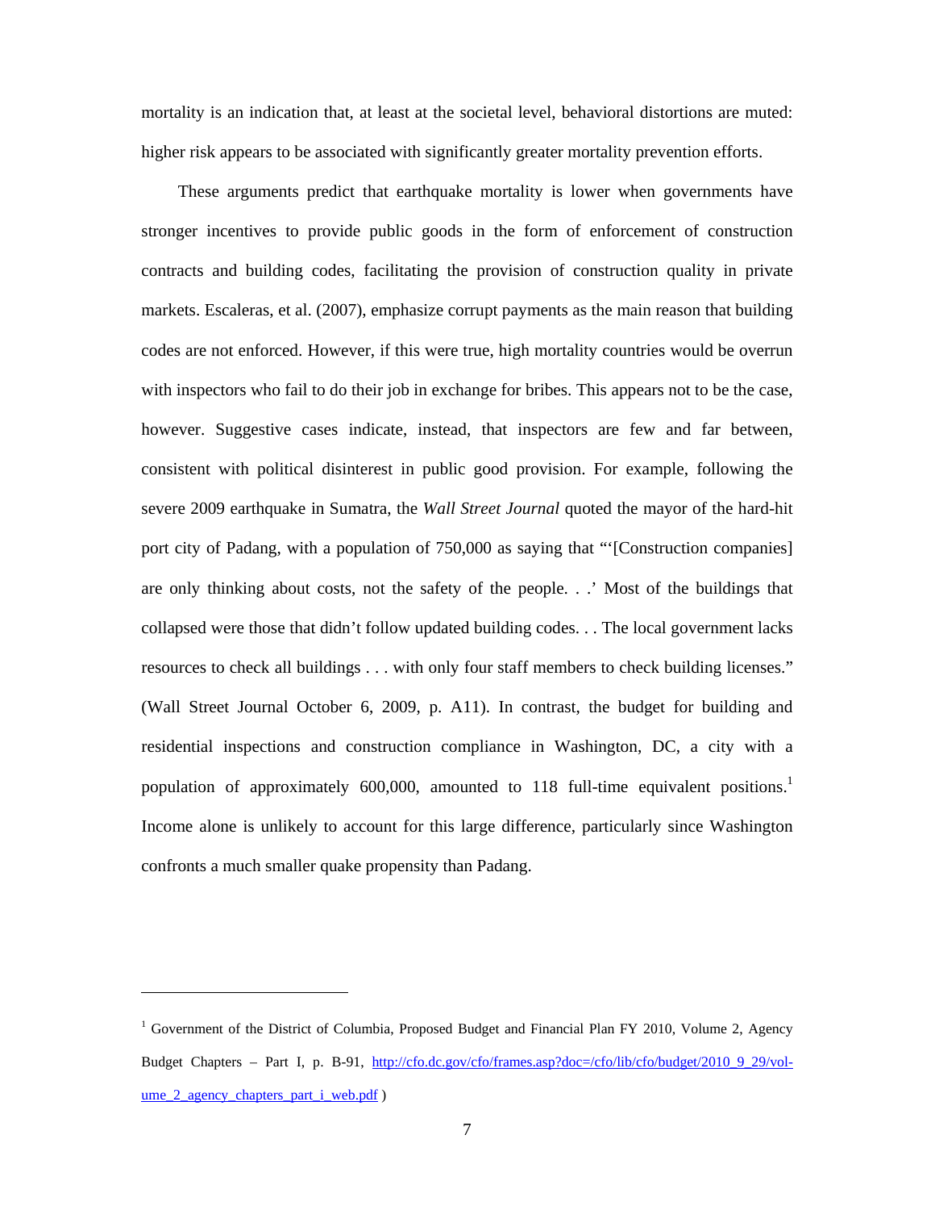mortality is an indication that, at least at the societal level, behavioral distortions are muted: higher risk appears to be associated with significantly greater mortality prevention efforts.

These arguments predict that earthquake mortality is lower when governments have stronger incentives to provide public goods in the form of enforcement of construction contracts and building codes, facilitating the provision of construction quality in private markets. Escaleras, et al. (2007), emphasize corrupt payments as the main reason that building codes are not enforced. However, if this were true, high mortality countries would be overrun with inspectors who fail to do their job in exchange for bribes. This appears not to be the case, however. Suggestive cases indicate, instead, that inspectors are few and far between, consistent with political disinterest in public good provision. For example, following the severe 2009 earthquake in Sumatra, the *Wall Street Journal* quoted the mayor of the hard-hit port city of Padang, with a population of 750,000 as saying that "'[Construction companies] are only thinking about costs, not the safety of the people. . .' Most of the buildings that collapsed were those that didn't follow updated building codes. . . The local government lacks resources to check all buildings . . . with only four staff members to check building licenses." (Wall Street Journal October 6, 2009, p. A11). In contrast, the budget for building and residential inspections and construction compliance in Washington, DC, a city with a population of approximately 600,000, amounted to 118 full-time equivalent positions.[1] Income alone is unlikely to account for this large difference, particularly since Washington confronts a much smaller quake propensity than Padang.

---

[1] Government of the District of Columbia, Proposed Budget and Financial Plan FY 2010, Volume 2, Agency Budget Chapters – Part I, p. B-91, http://cfo.dc.gov/cfo/frames.asp?doc=/cfo/lib/cfo/budget/2010_9_29/volume_2_agency_chapters_part_i_web.pdf )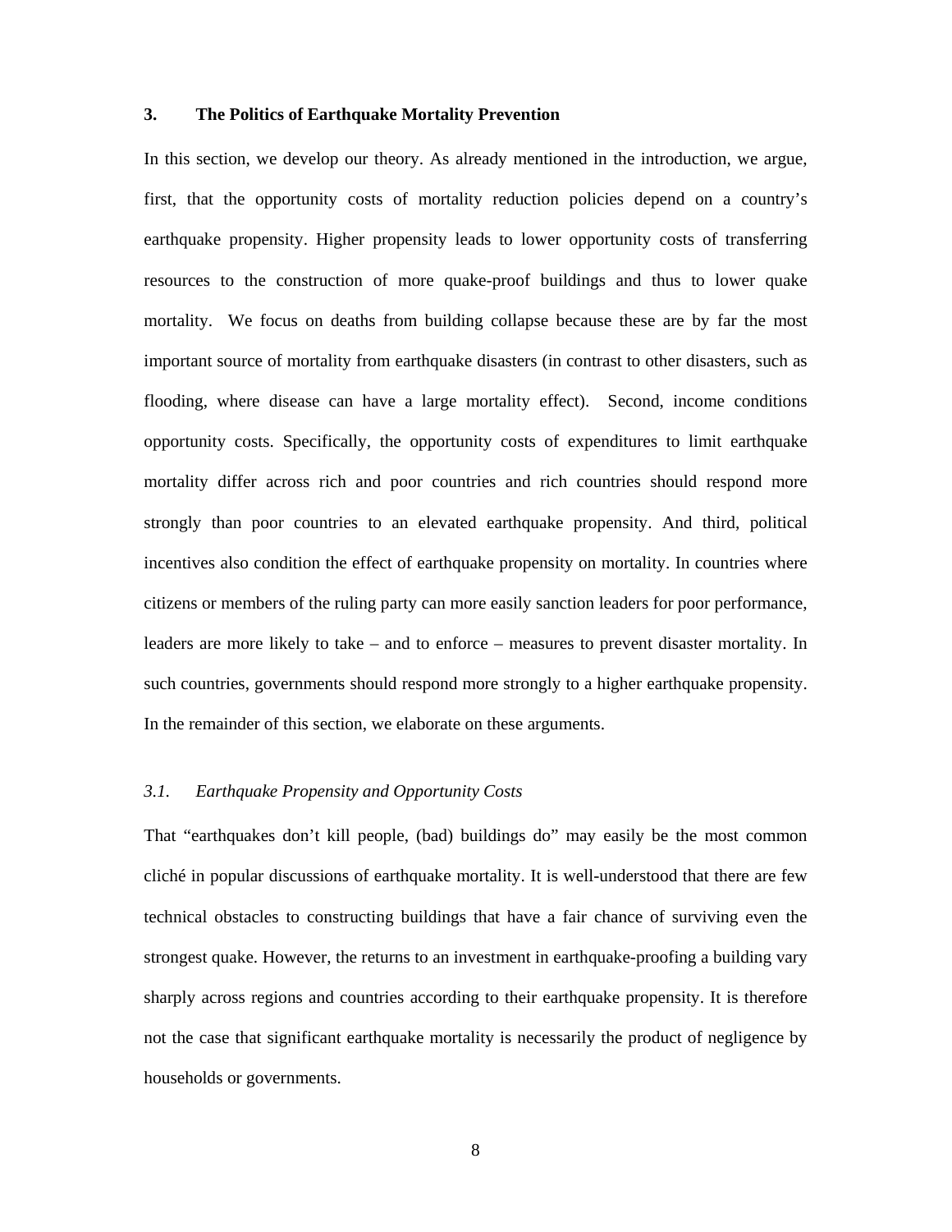## 3. The Politics of Earthquake Mortality Prevention

In this section, we develop our theory. As already mentioned in the introduction, we argue, first, that the opportunity costs of mortality reduction policies depend on a country's earthquake propensity. Higher propensity leads to lower opportunity costs of transferring resources to the construction of more quake-proof buildings and thus to lower quake mortality. We focus on deaths from building collapse because these are by far the most important source of mortality from earthquake disasters (in contrast to other disasters, such as flooding, where disease can have a large mortality effect). Second, income conditions opportunity costs. Specifically, the opportunity costs of expenditures to limit earthquake mortality differ across rich and poor countries and rich countries should respond more strongly than poor countries to an elevated earthquake propensity. And third, political incentives also condition the effect of earthquake propensity on mortality. In countries where citizens or members of the ruling party can more easily sanction leaders for poor performance, leaders are more likely to take – and to enforce – measures to prevent disaster mortality. In such countries, governments should respond more strongly to a higher earthquake propensity. In the remainder of this section, we elaborate on these arguments.

### *3.1. Earthquake Propensity and Opportunity Costs*

That "earthquakes don't kill people, (bad) buildings do" may easily be the most common cliché in popular discussions of earthquake mortality. It is well-understood that there are few technical obstacles to constructing buildings that have a fair chance of surviving even the strongest quake. However, the returns to an investment in earthquake-proofing a building vary sharply across regions and countries according to their earthquake propensity. It is therefore not the case that significant earthquake mortality is necessarily the product of negligence by households or governments.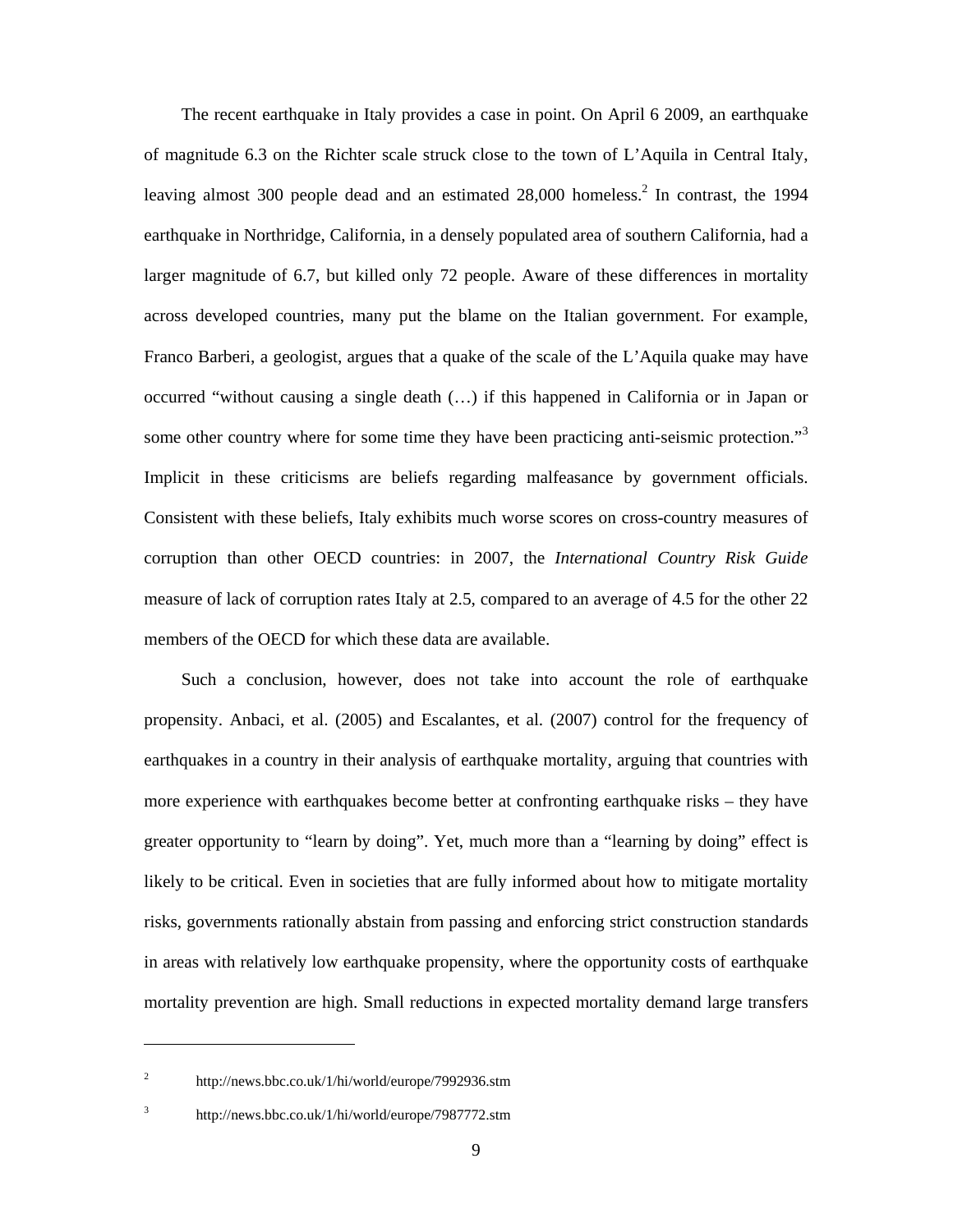The recent earthquake in Italy provides a case in point. On April 6 2009, an earthquake of magnitude 6.3 on the Richter scale struck close to the town of L'Aquila in Central Italy, leaving almost 300 people dead and an estimated 28,000 homeless.[2] In contrast, the 1994 earthquake in Northridge, California, in a densely populated area of southern California, had a larger magnitude of 6.7, but killed only 72 people. Aware of these differences in mortality across developed countries, many put the blame on the Italian government. For example, Franco Barberi, a geologist, argues that a quake of the scale of the L'Aquila quake may have occurred "without causing a single death (…) if this happened in California or in Japan or some other country where for some time they have been practicing anti-seismic protection."[3] Implicit in these criticisms are beliefs regarding malfeasance by government officials. Consistent with these beliefs, Italy exhibits much worse scores on cross-country measures of corruption than other OECD countries: in 2007, the *International Country Risk Guide* measure of lack of corruption rates Italy at 2.5, compared to an average of 4.5 for the other 22 members of the OECD for which these data are available.

Such a conclusion, however, does not take into account the role of earthquake propensity. Anbaci, et al. (2005) and Escalantes, et al. (2007) control for the frequency of earthquakes in a country in their analysis of earthquake mortality, arguing that countries with more experience with earthquakes become better at confronting earthquake risks – they have greater opportunity to "learn by doing". Yet, much more than a "learning by doing" effect is likely to be critical. Even in societies that are fully informed about how to mitigate mortality risks, governments rationally abstain from passing and enforcing strict construction standards in areas with relatively low earthquake propensity, where the opportunity costs of earthquake mortality prevention are high. Small reductions in expected mortality demand large transfers

---

[2] http://news.bbc.co.uk/1/hi/world/europe/7992936.stm

[3] http://news.bbc.co.uk/1/hi/world/europe/7987772.stm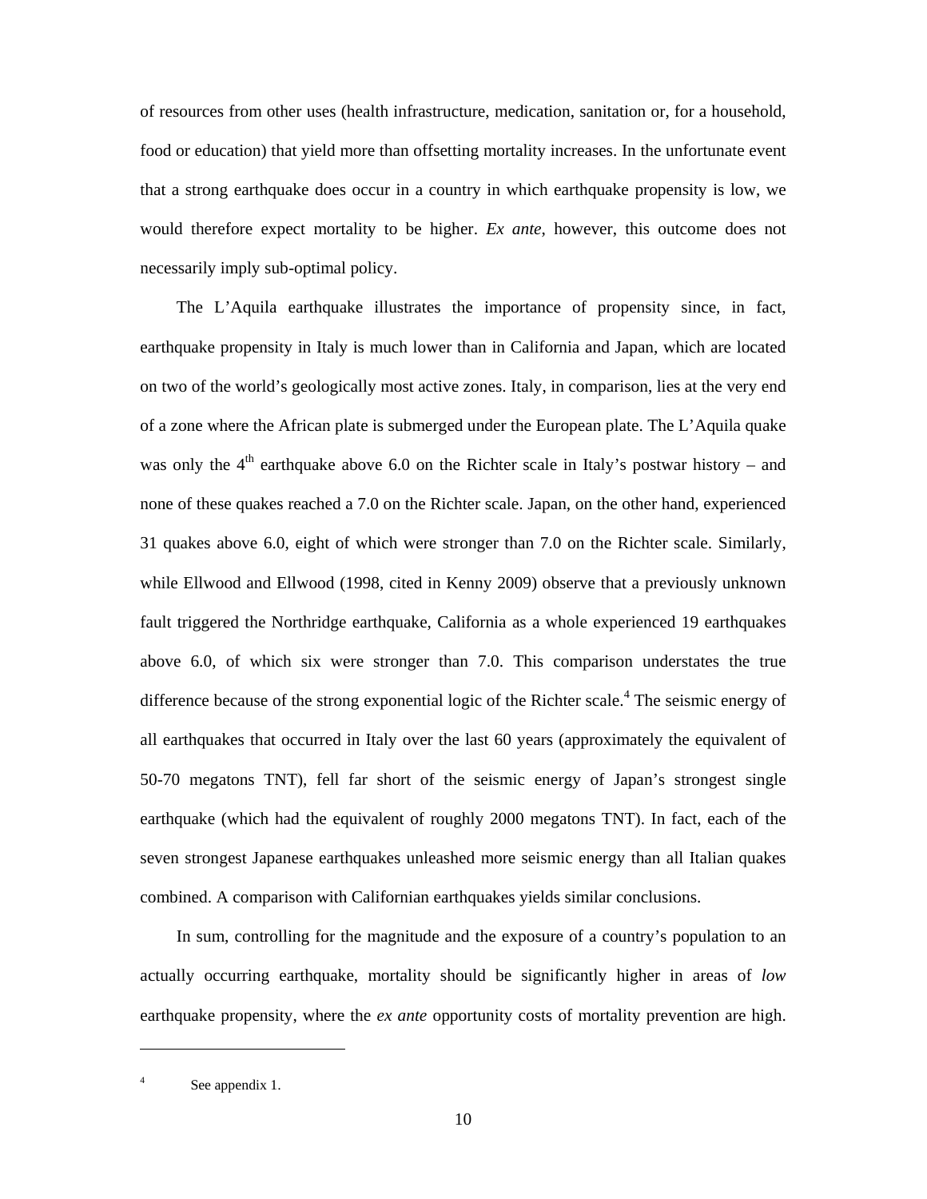of resources from other uses (health infrastructure, medication, sanitation or, for a household, food or education) that yield more than offsetting mortality increases. In the unfortunate event that a strong earthquake does occur in a country in which earthquake propensity is low, we would therefore expect mortality to be higher. *Ex ante*, however, this outcome does not necessarily imply sub-optimal policy.

The L'Aquila earthquake illustrates the importance of propensity since, in fact, earthquake propensity in Italy is much lower than in California and Japan, which are located on two of the world's geologically most active zones. Italy, in comparison, lies at the very end of a zone where the African plate is submerged under the European plate. The L'Aquila quake was only the 4th earthquake above 6.0 on the Richter scale in Italy's postwar history – and none of these quakes reached a 7.0 on the Richter scale. Japan, on the other hand, experienced 31 quakes above 6.0, eight of which were stronger than 7.0 on the Richter scale. Similarly, while Ellwood and Ellwood (1998, cited in Kenny 2009) observe that a previously unknown fault triggered the Northridge earthquake, California as a whole experienced 19 earthquakes above 6.0, of which six were stronger than 7.0. This comparison understates the true difference because of the strong exponential logic of the Richter scale.[4] The seismic energy of all earthquakes that occurred in Italy over the last 60 years (approximately the equivalent of 50-70 megatons TNT), fell far short of the seismic energy of Japan's strongest single earthquake (which had the equivalent of roughly 2000 megatons TNT). In fact, each of the seven strongest Japanese earthquakes unleashed more seismic energy than all Italian quakes combined. A comparison with Californian earthquakes yields similar conclusions.

In sum, controlling for the magnitude and the exposure of a country's population to an actually occurring earthquake, mortality should be significantly higher in areas of *low* earthquake propensity, where the *ex ante* opportunity costs of mortality prevention are high.

---

[4] See appendix 1.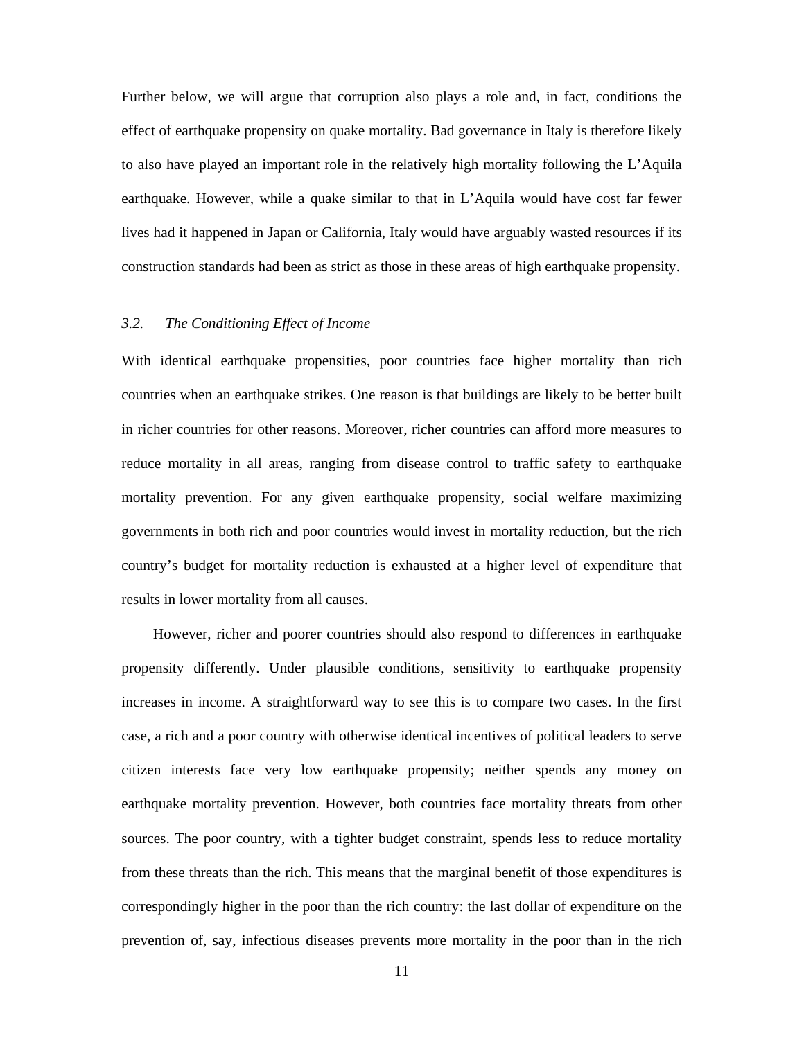Further below, we will argue that corruption also plays a role and, in fact, conditions the effect of earthquake propensity on quake mortality. Bad governance in Italy is therefore likely to also have played an important role in the relatively high mortality following the L'Aquila earthquake. However, while a quake similar to that in L'Aquila would have cost far fewer lives had it happened in Japan or California, Italy would have arguably wasted resources if its construction standards had been as strict as those in these areas of high earthquake propensity.

### *3.2. The Conditioning Effect of Income*

With identical earthquake propensities, poor countries face higher mortality than rich countries when an earthquake strikes. One reason is that buildings are likely to be better built in richer countries for other reasons. Moreover, richer countries can afford more measures to reduce mortality in all areas, ranging from disease control to traffic safety to earthquake mortality prevention. For any given earthquake propensity, social welfare maximizing governments in both rich and poor countries would invest in mortality reduction, but the rich country's budget for mortality reduction is exhausted at a higher level of expenditure that results in lower mortality from all causes.

However, richer and poorer countries should also respond to differences in earthquake propensity differently. Under plausible conditions, sensitivity to earthquake propensity increases in income. A straightforward way to see this is to compare two cases. In the first case, a rich and a poor country with otherwise identical incentives of political leaders to serve citizen interests face very low earthquake propensity; neither spends any money on earthquake mortality prevention. However, both countries face mortality threats from other sources. The poor country, with a tighter budget constraint, spends less to reduce mortality from these threats than the rich. This means that the marginal benefit of those expenditures is correspondingly higher in the poor than the rich country: the last dollar of expenditure on the prevention of, say, infectious diseases prevents more mortality in the poor than in the rich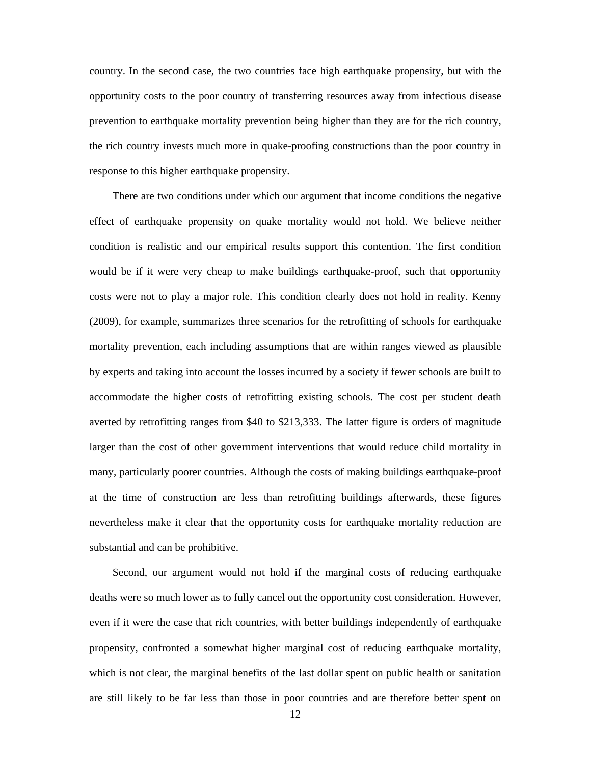country. In the second case, the two countries face high earthquake propensity, but with the opportunity costs to the poor country of transferring resources away from infectious disease prevention to earthquake mortality prevention being higher than they are for the rich country, the rich country invests much more in quake-proofing constructions than the poor country in response to this higher earthquake propensity.

There are two conditions under which our argument that income conditions the negative effect of earthquake propensity on quake mortality would not hold. We believe neither condition is realistic and our empirical results support this contention. The first condition would be if it were very cheap to make buildings earthquake-proof, such that opportunity costs were not to play a major role. This condition clearly does not hold in reality. Kenny (2009), for example, summarizes three scenarios for the retrofitting of schools for earthquake mortality prevention, each including assumptions that are within ranges viewed as plausible by experts and taking into account the losses incurred by a society if fewer schools are built to accommodate the higher costs of retrofitting existing schools. The cost per student death averted by retrofitting ranges from $40 to $213,333. The latter figure is orders of magnitude larger than the cost of other government interventions that would reduce child mortality in many, particularly poorer countries. Although the costs of making buildings earthquake-proof at the time of construction are less than retrofitting buildings afterwards, these figures nevertheless make it clear that the opportunity costs for earthquake mortality reduction are substantial and can be prohibitive.

Second, our argument would not hold if the marginal costs of reducing earthquake deaths were so much lower as to fully cancel out the opportunity cost consideration. However, even if it were the case that rich countries, with better buildings independently of earthquake propensity, confronted a somewhat higher marginal cost of reducing earthquake mortality, which is not clear, the marginal benefits of the last dollar spent on public health or sanitation are still likely to be far less than those in poor countries and are therefore better spent on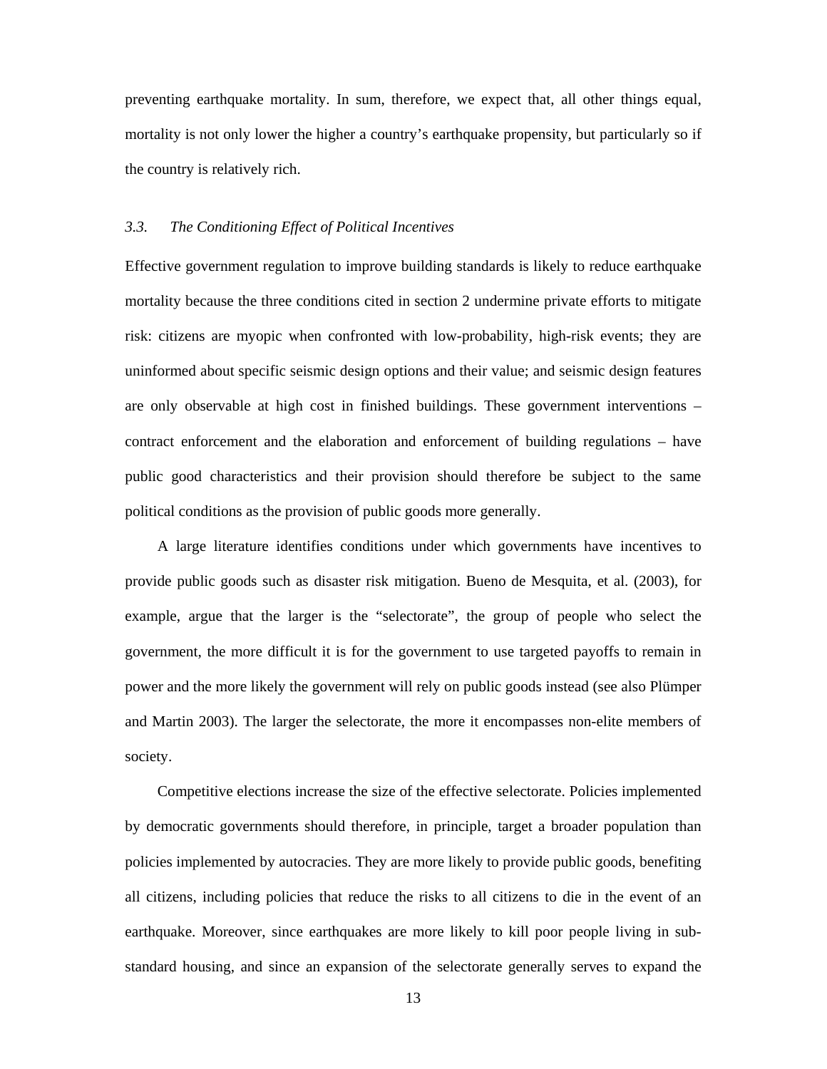preventing earthquake mortality. In sum, therefore, we expect that, all other things equal, mortality is not only lower the higher a country's earthquake propensity, but particularly so if the country is relatively rich.

### *3.3. The Conditioning Effect of Political Incentives*

Effective government regulation to improve building standards is likely to reduce earthquake mortality because the three conditions cited in section 2 undermine private efforts to mitigate risk: citizens are myopic when confronted with low-probability, high-risk events; they are uninformed about specific seismic design options and their value; and seismic design features are only observable at high cost in finished buildings. These government interventions – contract enforcement and the elaboration and enforcement of building regulations – have public good characteristics and their provision should therefore be subject to the same political conditions as the provision of public goods more generally.

A large literature identifies conditions under which governments have incentives to provide public goods such as disaster risk mitigation. Bueno de Mesquita, et al. (2003), for example, argue that the larger is the "selectorate", the group of people who select the government, the more difficult it is for the government to use targeted payoffs to remain in power and the more likely the government will rely on public goods instead (see also Plümper and Martin 2003). The larger the selectorate, the more it encompasses non-elite members of society.

Competitive elections increase the size of the effective selectorate. Policies implemented by democratic governments should therefore, in principle, target a broader population than policies implemented by autocracies. They are more likely to provide public goods, benefiting all citizens, including policies that reduce the risks to all citizens to die in the event of an earthquake. Moreover, since earthquakes are more likely to kill poor people living in sub-standard housing, and since an expansion of the selectorate generally serves to expand the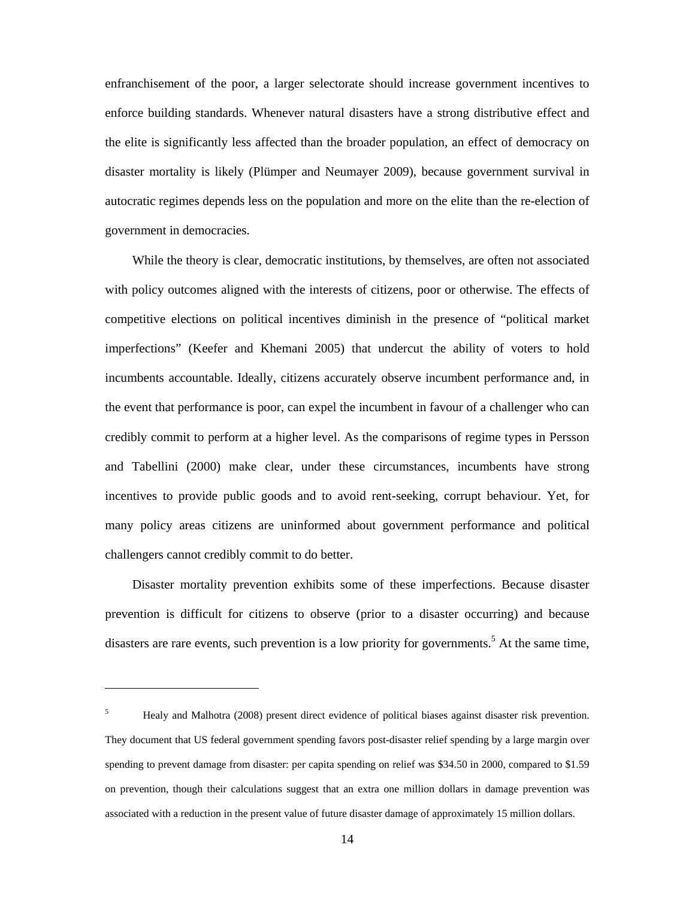enfranchisement of the poor, a larger selectorate should increase government incentives to enforce building standards. Whenever natural disasters have a strong distributive effect and the elite is significantly less affected than the broader population, an effect of democracy on disaster mortality is likely (Plümper and Neumayer 2009), because government survival in autocratic regimes depends less on the population and more on the elite than the re-election of government in democracies.

While the theory is clear, democratic institutions, by themselves, are often not associated with policy outcomes aligned with the interests of citizens, poor or otherwise. The effects of competitive elections on political incentives diminish in the presence of "political market imperfections" (Keefer and Khemani 2005) that undercut the ability of voters to hold incumbents accountable. Ideally, citizens accurately observe incumbent performance and, in the event that performance is poor, can expel the incumbent in favour of a challenger who can credibly commit to perform at a higher level. As the comparisons of regime types in Persson and Tabellini (2000) make clear, under these circumstances, incumbents have strong incentives to provide public goods and to avoid rent-seeking, corrupt behaviour. Yet, for many policy areas citizens are uninformed about government performance and political challengers cannot credibly commit to do better.

Disaster mortality prevention exhibits some of these imperfections. Because disaster prevention is difficult for citizens to observe (prior to a disaster occurring) and because disasters are rare events, such prevention is a low priority for governments.[5] At the same time,

---

[5] Healy and Malhotra (2008) present direct evidence of political biases against disaster risk prevention. They document that US federal government spending favors post-disaster relief spending by a large margin over spending to prevent damage from disaster: per capita spending on relief was $34.50 in 2000, compared to $1.59 on prevention, though their calculations suggest that an extra one million dollars in damage prevention was associated with a reduction in the present value of future disaster damage of approximately 15 million dollars.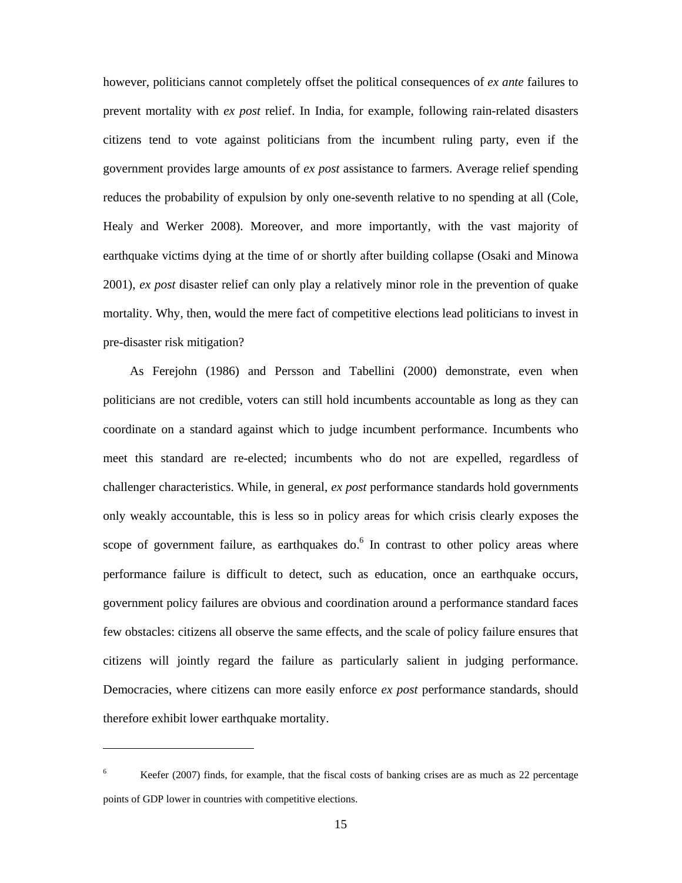however, politicians cannot completely offset the political consequences of *ex ante* failures to prevent mortality with *ex post* relief. In India, for example, following rain-related disasters citizens tend to vote against politicians from the incumbent ruling party, even if the government provides large amounts of *ex post* assistance to farmers. Average relief spending reduces the probability of expulsion by only one-seventh relative to no spending at all (Cole, Healy and Werker 2008). Moreover, and more importantly, with the vast majority of earthquake victims dying at the time of or shortly after building collapse (Osaki and Minowa 2001), *ex post* disaster relief can only play a relatively minor role in the prevention of quake mortality. Why, then, would the mere fact of competitive elections lead politicians to invest in pre-disaster risk mitigation?

As Ferejohn (1986) and Persson and Tabellini (2000) demonstrate, even when politicians are not credible, voters can still hold incumbents accountable as long as they can coordinate on a standard against which to judge incumbent performance. Incumbents who meet this standard are re-elected; incumbents who do not are expelled, regardless of challenger characteristics. While, in general, *ex post* performance standards hold governments only weakly accountable, this is less so in policy areas for which crisis clearly exposes the scope of government failure, as earthquakes do.[6] In contrast to other policy areas where performance failure is difficult to detect, such as education, once an earthquake occurs, government policy failures are obvious and coordination around a performance standard faces few obstacles: citizens all observe the same effects, and the scale of policy failure ensures that citizens will jointly regard the failure as particularly salient in judging performance. Democracies, where citizens can more easily enforce *ex post* performance standards, should therefore exhibit lower earthquake mortality.

---

[6] Keefer (2007) finds, for example, that the fiscal costs of banking crises are as much as 22 percentage points of GDP lower in countries with competitive elections.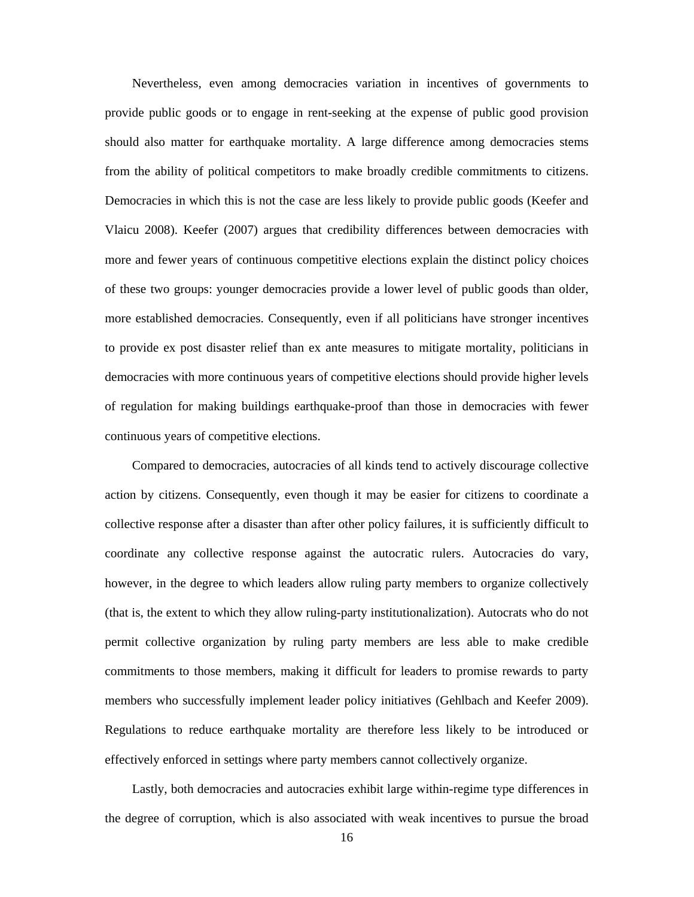Nevertheless, even among democracies variation in incentives of governments to provide public goods or to engage in rent-seeking at the expense of public good provision should also matter for earthquake mortality. A large difference among democracies stems from the ability of political competitors to make broadly credible commitments to citizens. Democracies in which this is not the case are less likely to provide public goods (Keefer and Vlaicu 2008). Keefer (2007) argues that credibility differences between democracies with more and fewer years of continuous competitive elections explain the distinct policy choices of these two groups: younger democracies provide a lower level of public goods than older, more established democracies. Consequently, even if all politicians have stronger incentives to provide ex post disaster relief than ex ante measures to mitigate mortality, politicians in democracies with more continuous years of competitive elections should provide higher levels of regulation for making buildings earthquake-proof than those in democracies with fewer continuous years of competitive elections.

Compared to democracies, autocracies of all kinds tend to actively discourage collective action by citizens. Consequently, even though it may be easier for citizens to coordinate a collective response after a disaster than after other policy failures, it is sufficiently difficult to coordinate any collective response against the autocratic rulers. Autocracies do vary, however, in the degree to which leaders allow ruling party members to organize collectively (that is, the extent to which they allow ruling-party institutionalization). Autocrats who do not permit collective organization by ruling party members are less able to make credible commitments to those members, making it difficult for leaders to promise rewards to party members who successfully implement leader policy initiatives (Gehlbach and Keefer 2009). Regulations to reduce earthquake mortality are therefore less likely to be introduced or effectively enforced in settings where party members cannot collectively organize.

Lastly, both democracies and autocracies exhibit large within-regime type differences in the degree of corruption, which is also associated with weak incentives to pursue the broad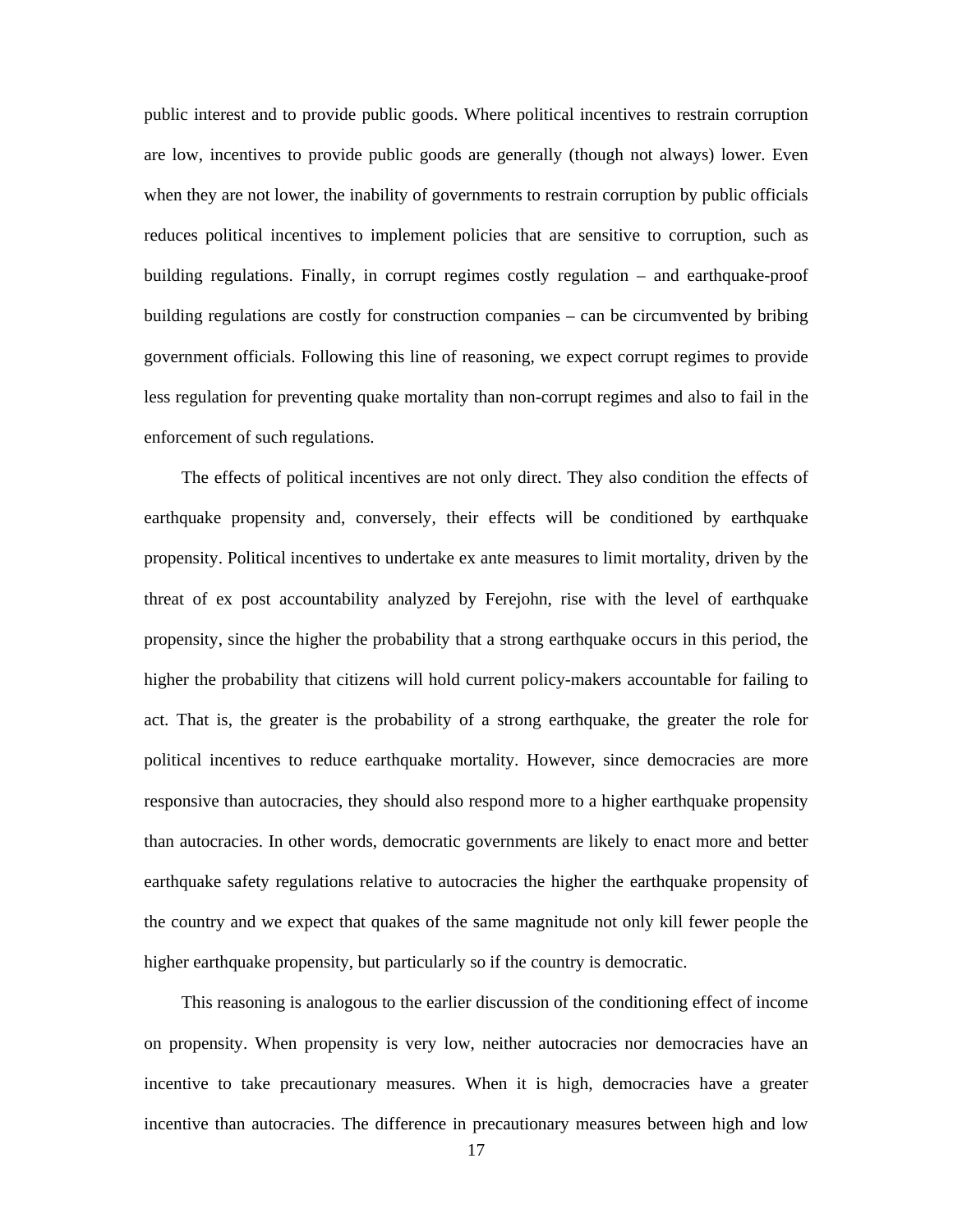public interest and to provide public goods. Where political incentives to restrain corruption are low, incentives to provide public goods are generally (though not always) lower. Even when they are not lower, the inability of governments to restrain corruption by public officials reduces political incentives to implement policies that are sensitive to corruption, such as building regulations. Finally, in corrupt regimes costly regulation – and earthquake-proof building regulations are costly for construction companies – can be circumvented by bribing government officials. Following this line of reasoning, we expect corrupt regimes to provide less regulation for preventing quake mortality than non-corrupt regimes and also to fail in the enforcement of such regulations.

The effects of political incentives are not only direct. They also condition the effects of earthquake propensity and, conversely, their effects will be conditioned by earthquake propensity. Political incentives to undertake ex ante measures to limit mortality, driven by the threat of ex post accountability analyzed by Ferejohn, rise with the level of earthquake propensity, since the higher the probability that a strong earthquake occurs in this period, the higher the probability that citizens will hold current policy-makers accountable for failing to act. That is, the greater is the probability of a strong earthquake, the greater the role for political incentives to reduce earthquake mortality. However, since democracies are more responsive than autocracies, they should also respond more to a higher earthquake propensity than autocracies. In other words, democratic governments are likely to enact more and better earthquake safety regulations relative to autocracies the higher the earthquake propensity of the country and we expect that quakes of the same magnitude not only kill fewer people the higher earthquake propensity, but particularly so if the country is democratic.

This reasoning is analogous to the earlier discussion of the conditioning effect of income on propensity. When propensity is very low, neither autocracies nor democracies have an incentive to take precautionary measures. When it is high, democracies have a greater incentive than autocracies. The difference in precautionary measures between high and low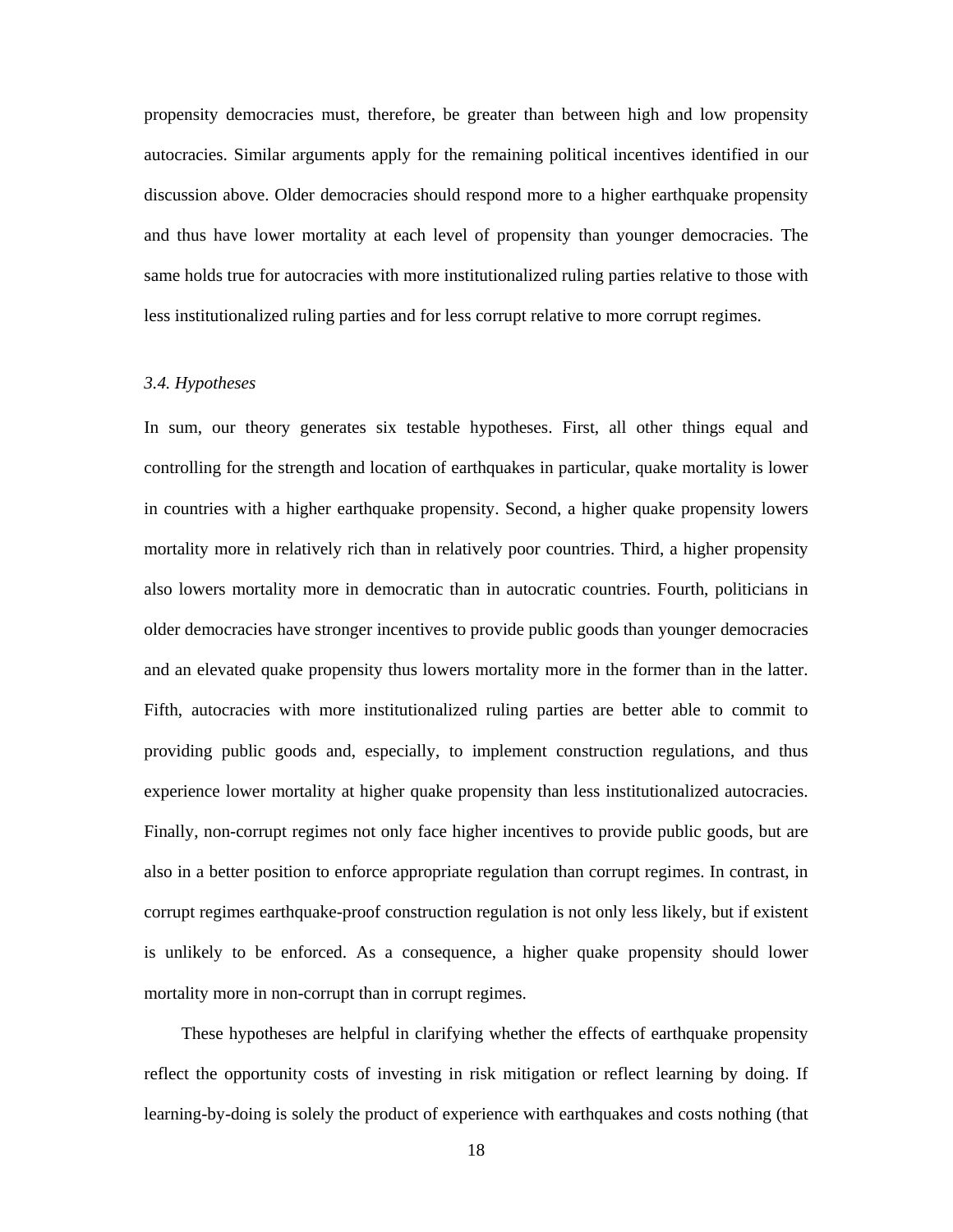propensity democracies must, therefore, be greater than between high and low propensity autocracies. Similar arguments apply for the remaining political incentives identified in our discussion above. Older democracies should respond more to a higher earthquake propensity and thus have lower mortality at each level of propensity than younger democracies. The same holds true for autocracies with more institutionalized ruling parties relative to those with less institutionalized ruling parties and for less corrupt relative to more corrupt regimes.

### *3.4. Hypotheses*

In sum, our theory generates six testable hypotheses. First, all other things equal and controlling for the strength and location of earthquakes in particular, quake mortality is lower in countries with a higher earthquake propensity. Second, a higher quake propensity lowers mortality more in relatively rich than in relatively poor countries. Third, a higher propensity also lowers mortality more in democratic than in autocratic countries. Fourth, politicians in older democracies have stronger incentives to provide public goods than younger democracies and an elevated quake propensity thus lowers mortality more in the former than in the latter. Fifth, autocracies with more institutionalized ruling parties are better able to commit to providing public goods and, especially, to implement construction regulations, and thus experience lower mortality at higher quake propensity than less institutionalized autocracies. Finally, non-corrupt regimes not only face higher incentives to provide public goods, but are also in a better position to enforce appropriate regulation than corrupt regimes. In contrast, in corrupt regimes earthquake-proof construction regulation is not only less likely, but if existent is unlikely to be enforced. As a consequence, a higher quake propensity should lower mortality more in non-corrupt than in corrupt regimes.

These hypotheses are helpful in clarifying whether the effects of earthquake propensity reflect the opportunity costs of investing in risk mitigation or reflect learning by doing. If learning-by-doing is solely the product of experience with earthquakes and costs nothing (that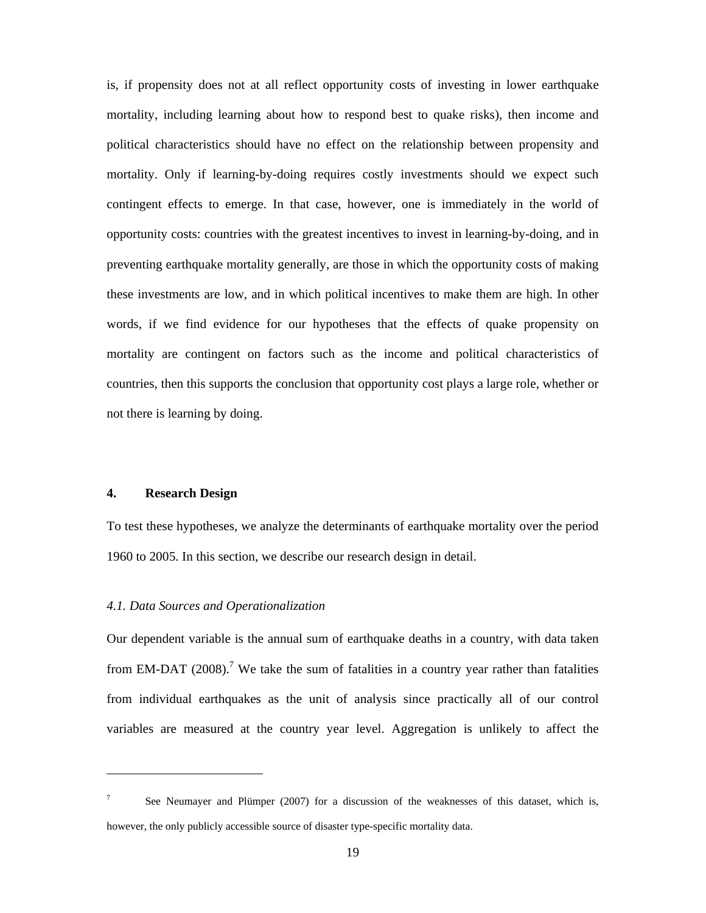is, if propensity does not at all reflect opportunity costs of investing in lower earthquake mortality, including learning about how to respond best to quake risks), then income and political characteristics should have no effect on the relationship between propensity and mortality. Only if learning-by-doing requires costly investments should we expect such contingent effects to emerge. In that case, however, one is immediately in the world of opportunity costs: countries with the greatest incentives to invest in learning-by-doing, and in preventing earthquake mortality generally, are those in which the opportunity costs of making these investments are low, and in which political incentives to make them are high. In other words, if we find evidence for our hypotheses that the effects of quake propensity on mortality are contingent on factors such as the income and political characteristics of countries, then this supports the conclusion that opportunity cost plays a large role, whether or not there is learning by doing.

## 4. Research Design

To test these hypotheses, we analyze the determinants of earthquake mortality over the period 1960 to 2005. In this section, we describe our research design in detail.

### *4.1. Data Sources and Operationalization*

Our dependent variable is the annual sum of earthquake deaths in a country, with data taken from EM-DAT (2008).[7] We take the sum of fatalities in a country year rather than fatalities from individual earthquakes as the unit of analysis since practically all of our control variables are measured at the country year level. Aggregation is unlikely to affect the

---

[7] See Neumayer and Plümper (2007) for a discussion of the weaknesses of this dataset, which is, however, the only publicly accessible source of disaster type-specific mortality data.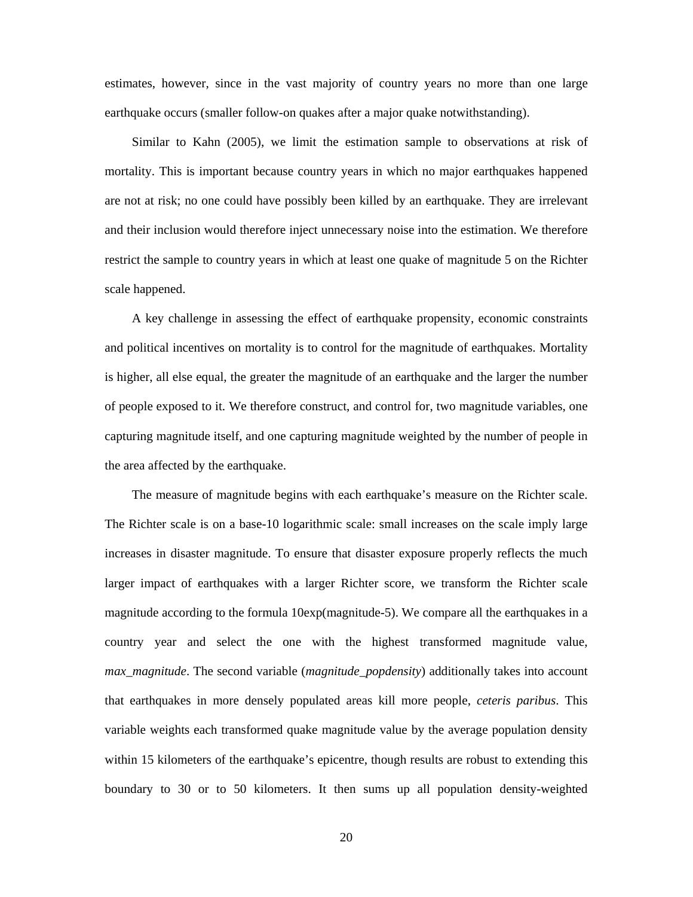estimates, however, since in the vast majority of country years no more than one large earthquake occurs (smaller follow-on quakes after a major quake notwithstanding).

Similar to Kahn (2005), we limit the estimation sample to observations at risk of mortality. This is important because country years in which no major earthquakes happened are not at risk; no one could have possibly been killed by an earthquake. They are irrelevant and their inclusion would therefore inject unnecessary noise into the estimation. We therefore restrict the sample to country years in which at least one quake of magnitude 5 on the Richter scale happened.

A key challenge in assessing the effect of earthquake propensity, economic constraints and political incentives on mortality is to control for the magnitude of earthquakes. Mortality is higher, all else equal, the greater the magnitude of an earthquake and the larger the number of people exposed to it. We therefore construct, and control for, two magnitude variables, one capturing magnitude itself, and one capturing magnitude weighted by the number of people in the area affected by the earthquake.

The measure of magnitude begins with each earthquake's measure on the Richter scale. The Richter scale is on a base-10 logarithmic scale: small increases on the scale imply large increases in disaster magnitude. To ensure that disaster exposure properly reflects the much larger impact of earthquakes with a larger Richter score, we transform the Richter scale magnitude according to the formula 10exp(magnitude-5). We compare all the earthquakes in a country year and select the one with the highest transformed magnitude value, *max_magnitude*. The second variable (*magnitude_popdensity*) additionally takes into account that earthquakes in more densely populated areas kill more people, *ceteris paribus*. This variable weights each transformed quake magnitude value by the average population density within 15 kilometers of the earthquake's epicentre, though results are robust to extending this boundary to 30 or to 50 kilometers. It then sums up all population density-weighted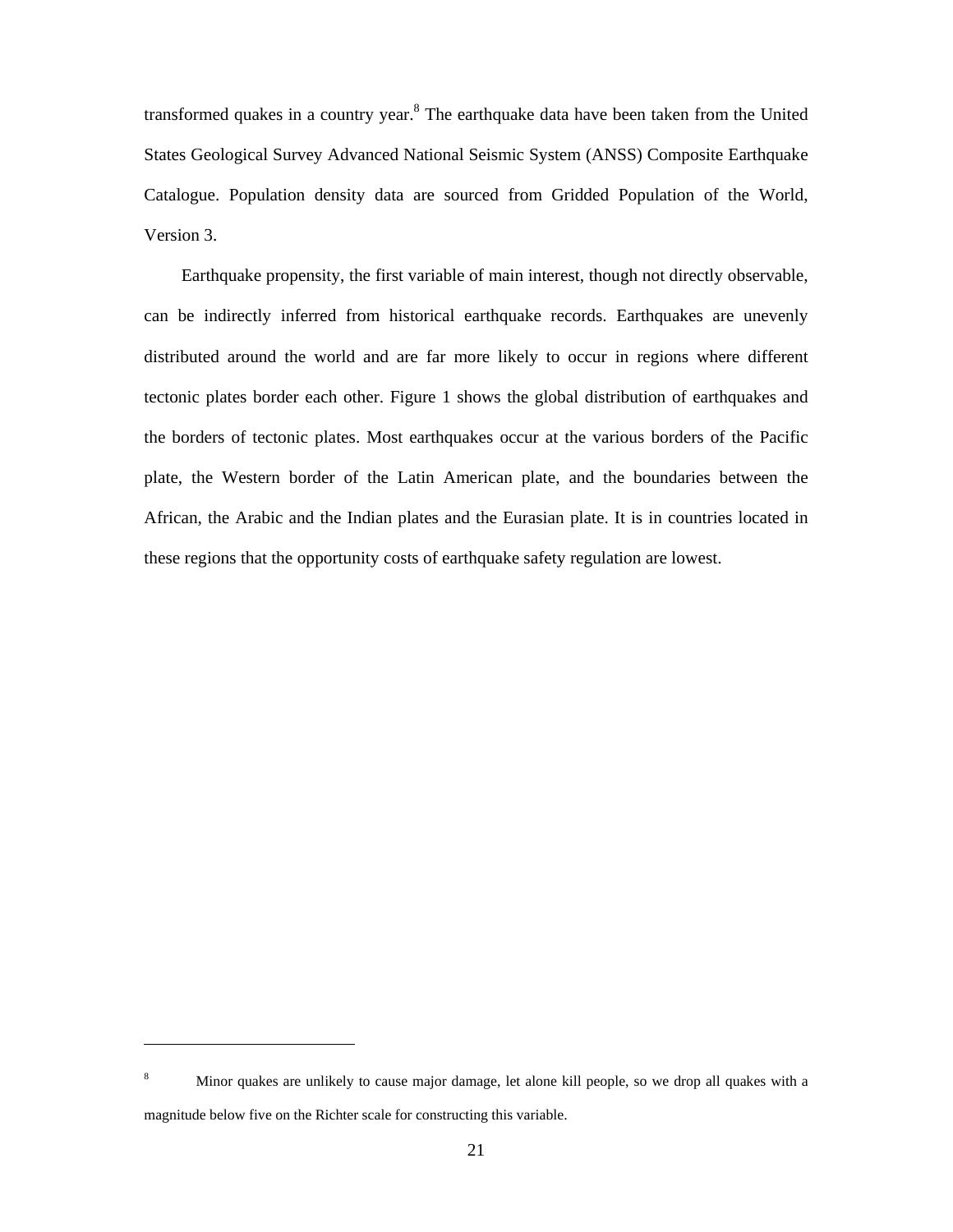transformed quakes in a country year.[8] The earthquake data have been taken from the United States Geological Survey Advanced National Seismic System (ANSS) Composite Earthquake Catalogue. Population density data are sourced from Gridded Population of the World, Version 3.

Earthquake propensity, the first variable of main interest, though not directly observable, can be indirectly inferred from historical earthquake records. Earthquakes are unevenly distributed around the world and are far more likely to occur in regions where different tectonic plates border each other. Figure 1 shows the global distribution of earthquakes and the borders of tectonic plates. Most earthquakes occur at the various borders of the Pacific plate, the Western border of the Latin American plate, and the boundaries between the African, the Arabic and the Indian plates and the Eurasian plate. It is in countries located in these regions that the opportunity costs of earthquake safety regulation are lowest.

---

[8] Minor quakes are unlikely to cause major damage, let alone kill people, so we drop all quakes with a magnitude below five on the Richter scale for constructing this variable.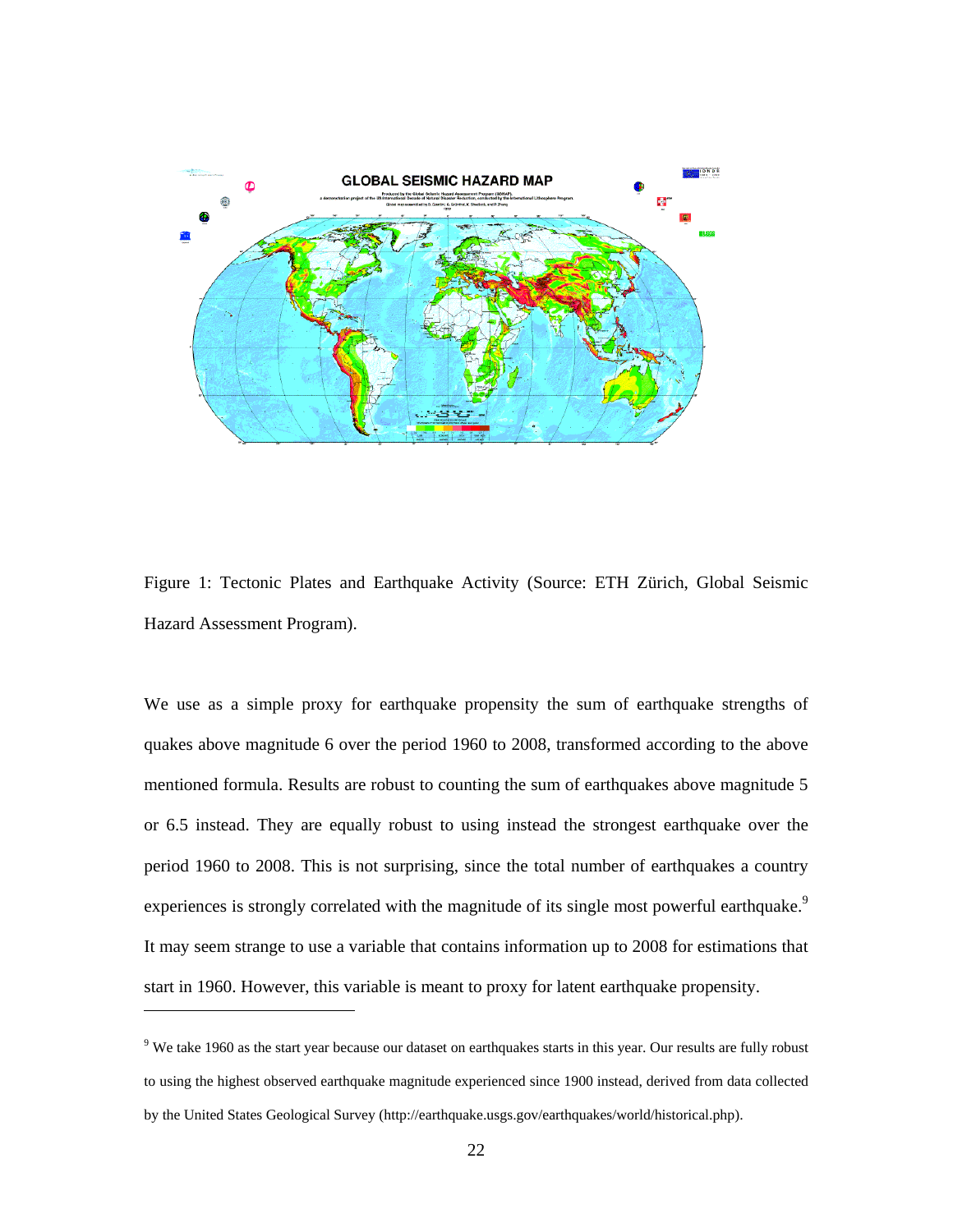Figure 1: Tectonic Plates and Earthquake Activity (Source: ETH Zürich, Global Seismic Hazard Assessment Program).

We use as a simple proxy for earthquake propensity the sum of earthquake strengths of quakes above magnitude 6 over the period 1960 to 2008, transformed according to the above mentioned formula. Results are robust to counting the sum of earthquakes above magnitude 5 or 6.5 instead. They are equally robust to using instead the strongest earthquake over the period 1960 to 2008. This is not surprising, since the total number of earthquakes a country experiences is strongly correlated with the magnitude of its single most powerful earthquake.[9] It may seem strange to use a variable that contains information up to 2008 for estimations that start in 1960. However, this variable is meant to proxy for latent earthquake propensity.

[9] We take 1960 as the start year because our dataset on earthquakes starts in this year. Our results are fully robust to using the highest observed earthquake magnitude experienced since 1900 instead, derived from data collected by the United States Geological Survey (http://earthquake.usgs.gov/earthquakes/world/historical.php).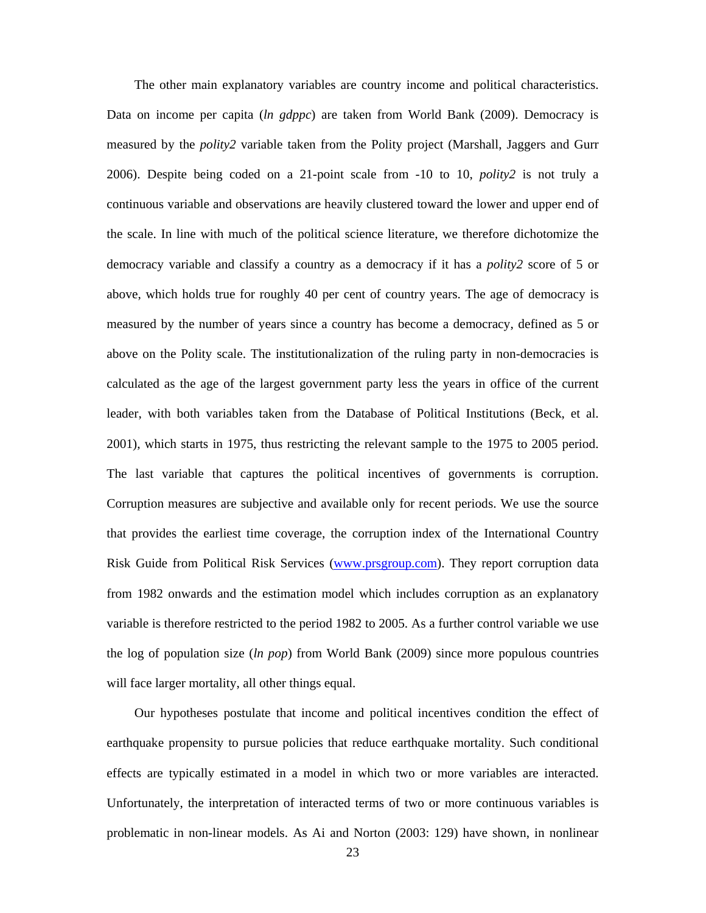The other main explanatory variables are country income and political characteristics. Data on income per capita (*ln gdppc*) are taken from World Bank (2009). Democracy is measured by the *polity2* variable taken from the Polity project (Marshall, Jaggers and Gurr 2006). Despite being coded on a 21-point scale from -10 to 10, *polity2* is not truly a continuous variable and observations are heavily clustered toward the lower and upper end of the scale. In line with much of the political science literature, we therefore dichotomize the democracy variable and classify a country as a democracy if it has a *polity2* score of 5 or above, which holds true for roughly 40 per cent of country years. The age of democracy is measured by the number of years since a country has become a democracy, defined as 5 or above on the Polity scale. The institutionalization of the ruling party in non-democracies is calculated as the age of the largest government party less the years in office of the current leader, with both variables taken from the Database of Political Institutions (Beck, et al. 2001), which starts in 1975, thus restricting the relevant sample to the 1975 to 2005 period. The last variable that captures the political incentives of governments is corruption. Corruption measures are subjective and available only for recent periods. We use the source that provides the earliest time coverage, the corruption index of the International Country Risk Guide from Political Risk Services (www.prsgroup.com). They report corruption data from 1982 onwards and the estimation model which includes corruption as an explanatory variable is therefore restricted to the period 1982 to 2005. As a further control variable we use the log of population size (*ln pop*) from World Bank (2009) since more populous countries will face larger mortality, all other things equal.

Our hypotheses postulate that income and political incentives condition the effect of earthquake propensity to pursue policies that reduce earthquake mortality. Such conditional effects are typically estimated in a model in which two or more variables are interacted. Unfortunately, the interpretation of interacted terms of two or more continuous variables is problematic in non-linear models. As Ai and Norton (2003: 129) have shown, in nonlinear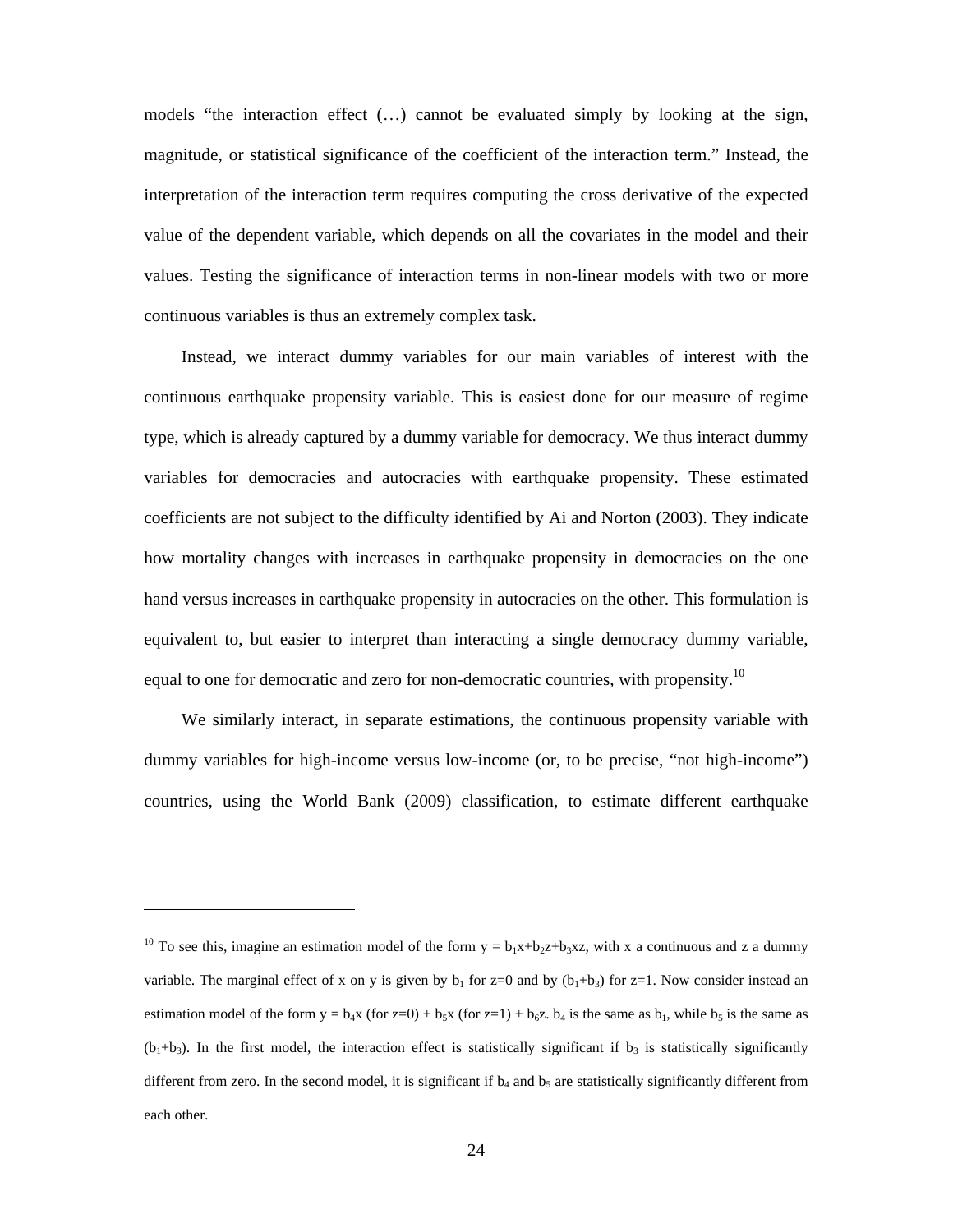models "the interaction effect (…) cannot be evaluated simply by looking at the sign, magnitude, or statistical significance of the coefficient of the interaction term." Instead, the interpretation of the interaction term requires computing the cross derivative of the expected value of the dependent variable, which depends on all the covariates in the model and their values. Testing the significance of interaction terms in non-linear models with two or more continuous variables is thus an extremely complex task.

Instead, we interact dummy variables for our main variables of interest with the continuous earthquake propensity variable. This is easiest done for our measure of regime type, which is already captured by a dummy variable for democracy. We thus interact dummy variables for democracies and autocracies with earthquake propensity. These estimated coefficients are not subject to the difficulty identified by Ai and Norton (2003). They indicate how mortality changes with increases in earthquake propensity in democracies on the one hand versus increases in earthquake propensity in autocracies on the other. This formulation is equivalent to, but easier to interpret than interacting a single democracy dummy variable, equal to one for democratic and zero for non-democratic countries, with propensity.[10]

We similarly interact, in separate estimations, the continuous propensity variable with dummy variables for high-income versus low-income (or, to be precise, "not high-income") countries, using the World Bank (2009) classification, to estimate different earthquake

---

[10] To see this, imagine an estimation model of the form $y = b_1x+b_2z+b_3xz$, with x a continuous and z a dummy variable. The marginal effect of x on y is given by $b_1$ for z=0 and by $(b_1+b_3)$ for z=1. Now consider instead an estimation model of the form $y = b_4x$ (for z=0) + $b_5x$ (for z=1) + $b_6z$. $b_4$ is the same as $b_1$, while $b_5$ is the same as $(b_1+b_3)$. In the first model, the interaction effect is statistically significant if $b_3$ is statistically significantly different from zero. In the second model, it is significant if $b_4$ and $b_5$ are statistically significantly different from each other.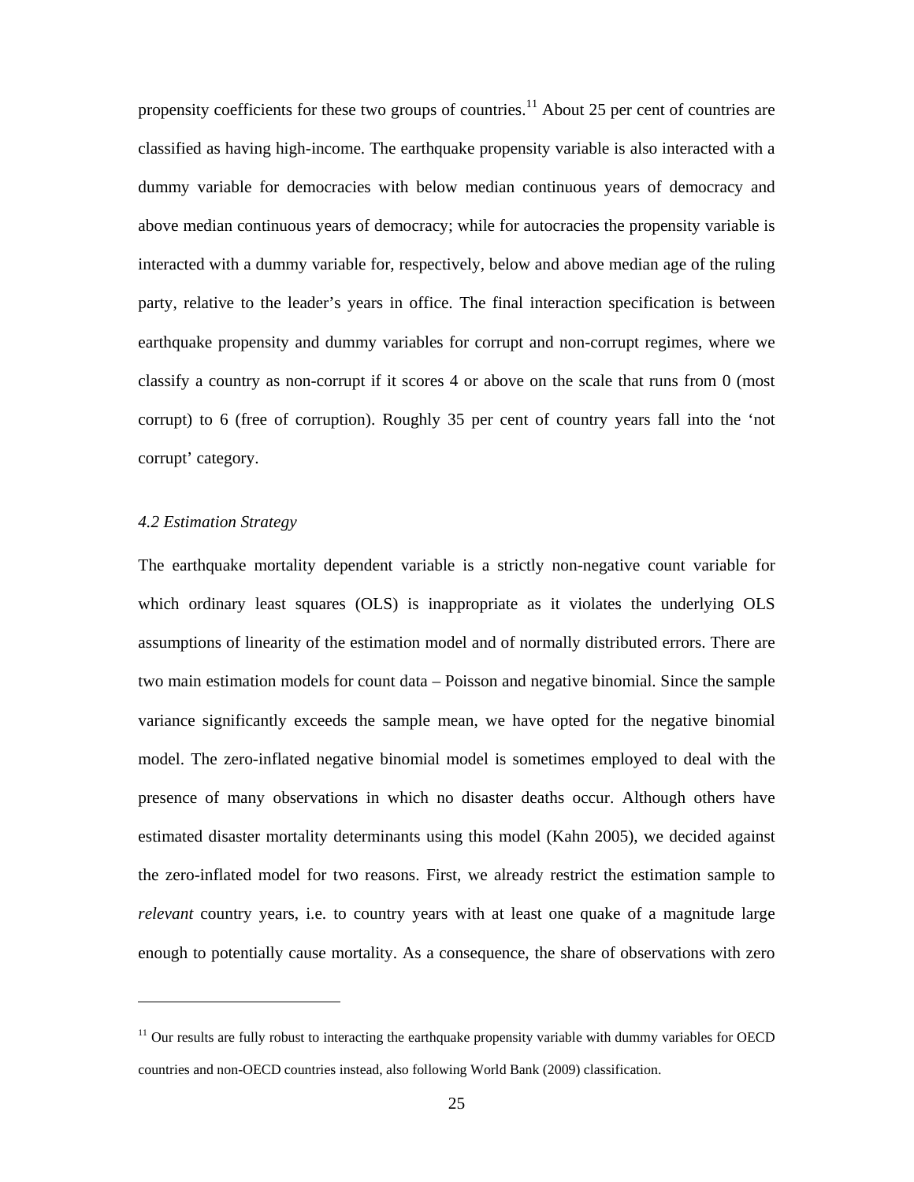propensity coefficients for these two groups of countries.[11] About 25 per cent of countries are classified as having high-income. The earthquake propensity variable is also interacted with a dummy variable for democracies with below median continuous years of democracy and above median continuous years of democracy; while for autocracies the propensity variable is interacted with a dummy variable for, respectively, below and above median age of the ruling party, relative to the leader's years in office. The final interaction specification is between earthquake propensity and dummy variables for corrupt and non-corrupt regimes, where we classify a country as non-corrupt if it scores 4 or above on the scale that runs from 0 (most corrupt) to 6 (free of corruption). Roughly 35 per cent of country years fall into the 'not corrupt' category.

### *4.2 Estimation Strategy*

The earthquake mortality dependent variable is a strictly non-negative count variable for which ordinary least squares (OLS) is inappropriate as it violates the underlying OLS assumptions of linearity of the estimation model and of normally distributed errors. There are two main estimation models for count data – Poisson and negative binomial. Since the sample variance significantly exceeds the sample mean, we have opted for the negative binomial model. The zero-inflated negative binomial model is sometimes employed to deal with the presence of many observations in which no disaster deaths occur. Although others have estimated disaster mortality determinants using this model (Kahn 2005), we decided against the zero-inflated model for two reasons. First, we already restrict the estimation sample to *relevant* country years, i.e. to country years with at least one quake of a magnitude large enough to potentially cause mortality. As a consequence, the share of observations with zero

[11] Our results are fully robust to interacting the earthquake propensity variable with dummy variables for OECD countries and non-OECD countries instead, also following World Bank (2009) classification.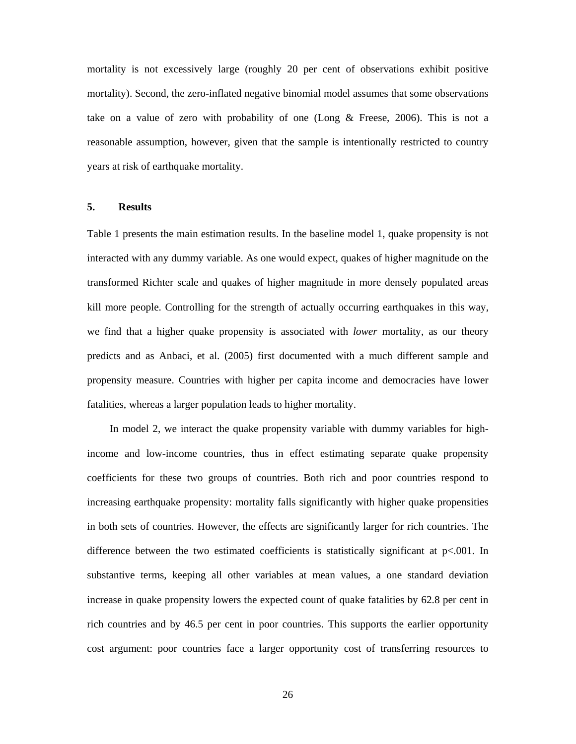mortality is not excessively large (roughly 20 per cent of observations exhibit positive mortality). Second, the zero-inflated negative binomial model assumes that some observations take on a value of zero with probability of one (Long & Freese, 2006). This is not a reasonable assumption, however, given that the sample is intentionally restricted to country years at risk of earthquake mortality.

## 5. Results

Table 1 presents the main estimation results. In the baseline model 1, quake propensity is not interacted with any dummy variable. As one would expect, quakes of higher magnitude on the transformed Richter scale and quakes of higher magnitude in more densely populated areas kill more people. Controlling for the strength of actually occurring earthquakes in this way, we find that a higher quake propensity is associated with *lower* mortality, as our theory predicts and as Anbaci, et al. (2005) first documented with a much different sample and propensity measure. Countries with higher per capita income and democracies have lower fatalities, whereas a larger population leads to higher mortality.

In model 2, we interact the quake propensity variable with dummy variables for high-income and low-income countries, thus in effect estimating separate quake propensity coefficients for these two groups of countries. Both rich and poor countries respond to increasing earthquake propensity: mortality falls significantly with higher quake propensities in both sets of countries. However, the effects are significantly larger for rich countries. The difference between the two estimated coefficients is statistically significant at $p<.001$. In substantive terms, keeping all other variables at mean values, a one standard deviation increase in quake propensity lowers the expected count of quake fatalities by 62.8 per cent in rich countries and by 46.5 per cent in poor countries. This supports the earlier opportunity cost argument: poor countries face a larger opportunity cost of transferring resources to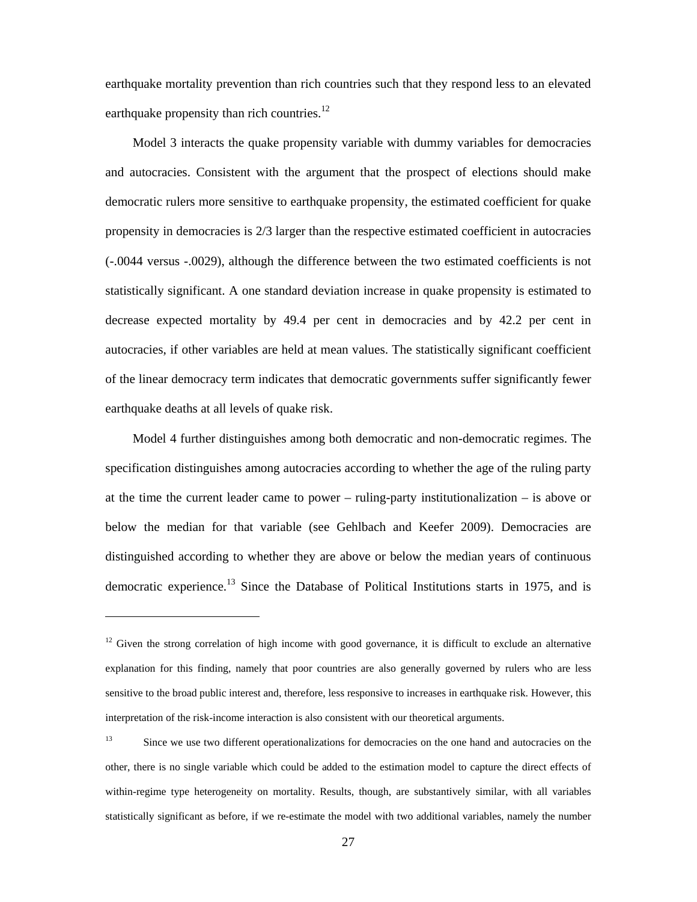earthquake mortality prevention than rich countries such that they respond less to an elevated earthquake propensity than rich countries.[12]

Model 3 interacts the quake propensity variable with dummy variables for democracies and autocracies. Consistent with the argument that the prospect of elections should make democratic rulers more sensitive to earthquake propensity, the estimated coefficient for quake propensity in democracies is 2/3 larger than the respective estimated coefficient in autocracies (-.0044 versus -.0029), although the difference between the two estimated coefficients is not statistically significant. A one standard deviation increase in quake propensity is estimated to decrease expected mortality by 49.4 per cent in democracies and by 42.2 per cent in autocracies, if other variables are held at mean values. The statistically significant coefficient of the linear democracy term indicates that democratic governments suffer significantly fewer earthquake deaths at all levels of quake risk.

Model 4 further distinguishes among both democratic and non-democratic regimes. The specification distinguishes among autocracies according to whether the age of the ruling party at the time the current leader came to power – ruling-party institutionalization – is above or below the median for that variable (see Gehlbach and Keefer 2009). Democracies are distinguished according to whether they are above or below the median years of continuous democratic experience.[13] Since the Database of Political Institutions starts in 1975, and is

---

[12] Given the strong correlation of high income with good governance, it is difficult to exclude an alternative explanation for this finding, namely that poor countries are also generally governed by rulers who are less sensitive to the broad public interest and, therefore, less responsive to increases in earthquake risk. However, this interpretation of the risk-income interaction is also consistent with our theoretical arguments.

[13] Since we use two different operationalizations for democracies on the one hand and autocracies on the other, there is no single variable which could be added to the estimation model to capture the direct effects of within-regime type heterogeneity on mortality. Results, though, are substantively similar, with all variables statistically significant as before, if we re-estimate the model with two additional variables, namely the number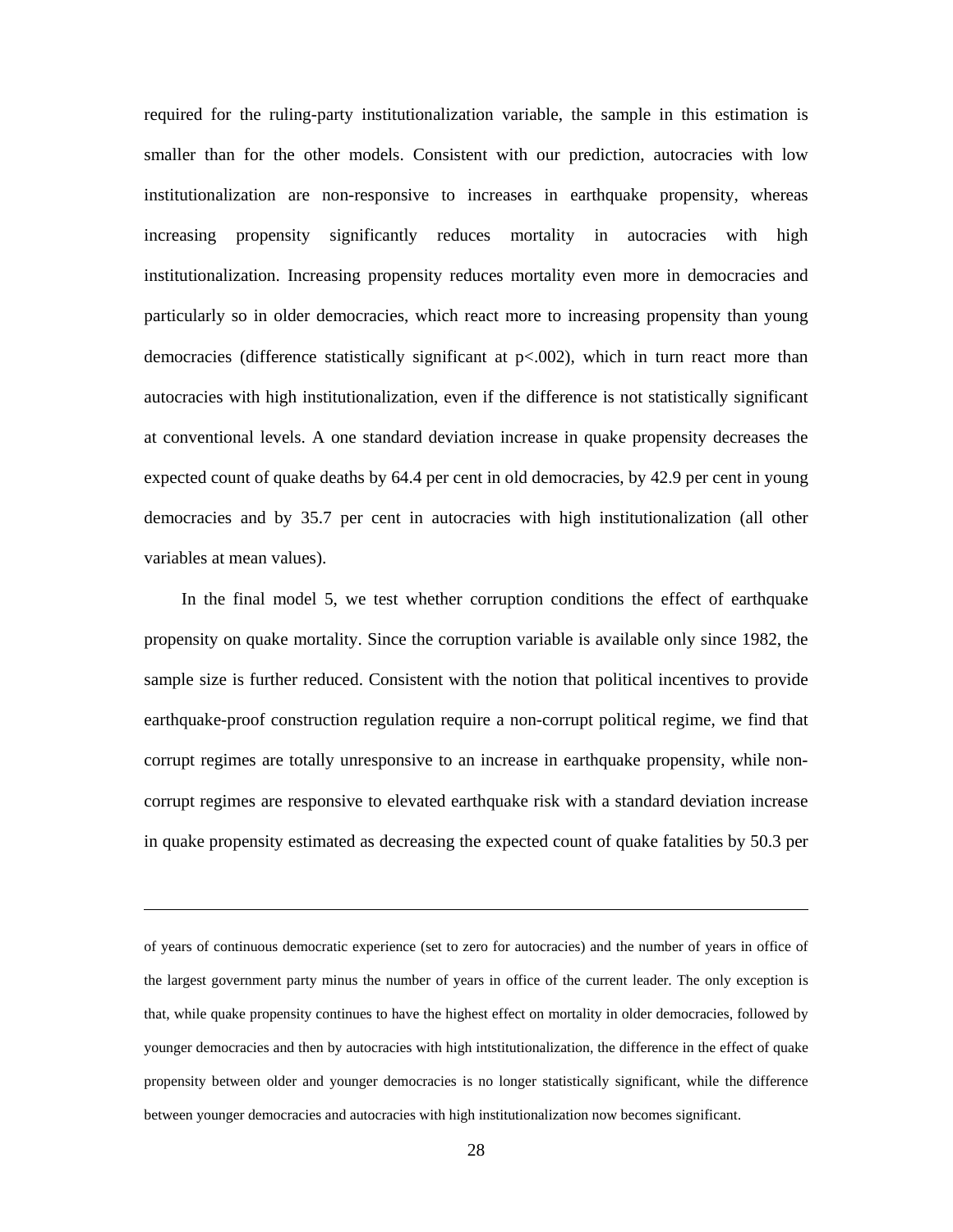required for the ruling-party institutionalization variable, the sample in this estimation is smaller than for the other models. Consistent with our prediction, autocracies with low institutionalization are non-responsive to increases in earthquake propensity, whereas increasing propensity significantly reduces mortality in autocracies with high institutionalization. Increasing propensity reduces mortality even more in democracies and particularly so in older democracies, which react more to increasing propensity than young democracies (difference statistically significant at $p<.002$), which in turn react more than autocracies with high institutionalization, even if the difference is not statistically significant at conventional levels. A one standard deviation increase in quake propensity decreases the expected count of quake deaths by 64.4 per cent in old democracies, by 42.9 per cent in young democracies and by 35.7 per cent in autocracies with high institutionalization (all other variables at mean values).

In the final model 5, we test whether corruption conditions the effect of earthquake propensity on quake mortality. Since the corruption variable is available only since 1982, the sample size is further reduced. Consistent with the notion that political incentives to provide earthquake-proof construction regulation require a non-corrupt political regime, we find that corrupt regimes are totally unresponsive to an increase in earthquake propensity, while non-corrupt regimes are responsive to elevated earthquake risk with a standard deviation increase in quake propensity estimated as decreasing the expected count of quake fatalities by 50.3 per

---

of years of continuous democratic experience (set to zero for autocracies) and the number of years in office of the largest government party minus the number of years in office of the current leader. The only exception is that, while quake propensity continues to have the highest effect on mortality in older democracies, followed by younger democracies and then by autocracies with high intstitutionalization, the difference in the effect of quake propensity between older and younger democracies is no longer statistically significant, while the difference between younger democracies and autocracies with high institutionalization now becomes significant.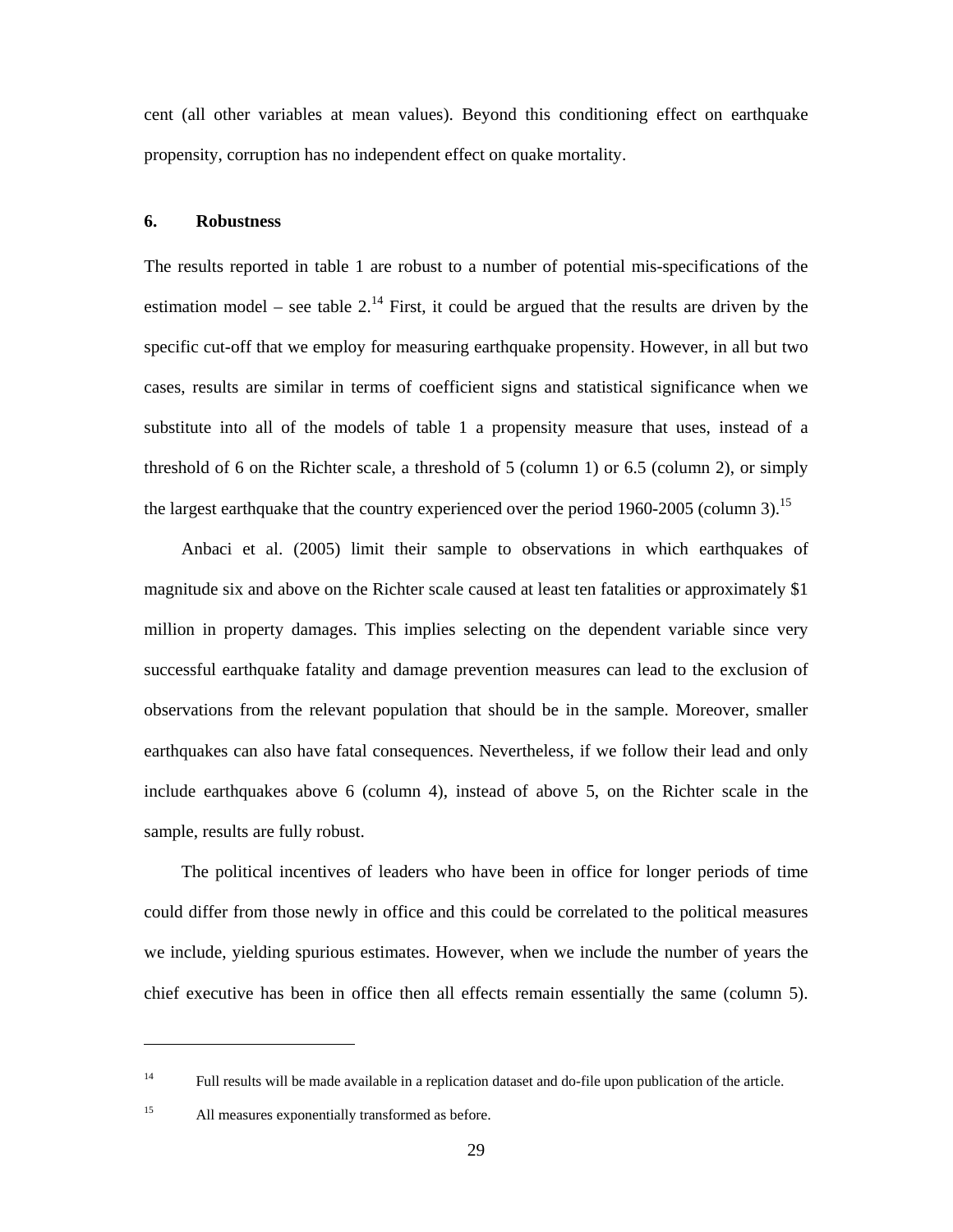cent (all other variables at mean values). Beyond this conditioning effect on earthquake propensity, corruption has no independent effect on quake mortality.

## 6. Robustness

The results reported in table 1 are robust to a number of potential mis-specifications of the estimation model – see table 2.[14] First, it could be argued that the results are driven by the specific cut-off that we employ for measuring earthquake propensity. However, in all but two cases, results are similar in terms of coefficient signs and statistical significance when we substitute into all of the models of table 1 a propensity measure that uses, instead of a threshold of 6 on the Richter scale, a threshold of 5 (column 1) or 6.5 (column 2), or simply the largest earthquake that the country experienced over the period 1960-2005 (column 3).[15]

Anbaci et al. (2005) limit their sample to observations in which earthquakes of magnitude six and above on the Richter scale caused at least ten fatalities or approximately $1 million in property damages. This implies selecting on the dependent variable since very successful earthquake fatality and damage prevention measures can lead to the exclusion of observations from the relevant population that should be in the sample. Moreover, smaller earthquakes can also have fatal consequences. Nevertheless, if we follow their lead and only include earthquakes above 6 (column 4), instead of above 5, on the Richter scale in the sample, results are fully robust.

The political incentives of leaders who have been in office for longer periods of time could differ from those newly in office and this could be correlated to the political measures we include, yielding spurious estimates. However, when we include the number of years the chief executive has been in office then all effects remain essentially the same (column 5).

---

[14] Full results will be made available in a replication dataset and do-file upon publication of the article.

[15] All measures exponentially transformed as before.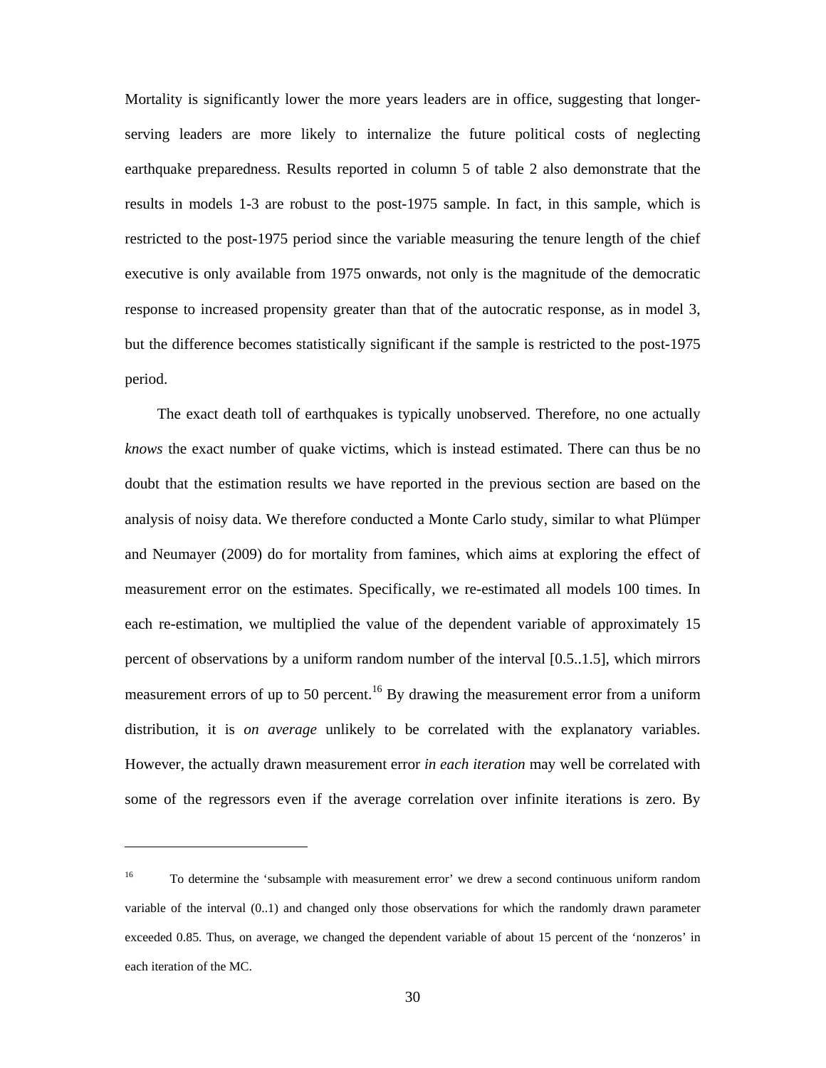Mortality is significantly lower the more years leaders are in office, suggesting that longer-serving leaders are more likely to internalize the future political costs of neglecting earthquake preparedness. Results reported in column 5 of table 2 also demonstrate that the results in models 1-3 are robust to the post-1975 sample. In fact, in this sample, which is restricted to the post-1975 period since the variable measuring the tenure length of the chief executive is only available from 1975 onwards, not only is the magnitude of the democratic response to increased propensity greater than that of the autocratic response, as in model 3, but the difference becomes statistically significant if the sample is restricted to the post-1975 period.

The exact death toll of earthquakes is typically unobserved. Therefore, no one actually *knows* the exact number of quake victims, which is instead estimated. There can thus be no doubt that the estimation results we have reported in the previous section are based on the analysis of noisy data. We therefore conducted a Monte Carlo study, similar to what Plümper and Neumayer (2009) do for mortality from famines, which aims at exploring the effect of measurement error on the estimates. Specifically, we re-estimated all models 100 times. In each re-estimation, we multiplied the value of the dependent variable of approximately 15 percent of observations by a uniform random number of the interval [0.5..1.5], which mirrors measurement errors of up to 50 percent.[16] By drawing the measurement error from a uniform distribution, it is *on average* unlikely to be correlated with the explanatory variables. However, the actually drawn measurement error *in each iteration* may well be correlated with some of the regressors even if the average correlation over infinite iterations is zero. By

---

[16] To determine the 'subsample with measurement error' we drew a second continuous uniform random variable of the interval (0..1) and changed only those observations for which the randomly drawn parameter exceeded 0.85. Thus, on average, we changed the dependent variable of about 15 percent of the 'nonzeros' in each iteration of the MC.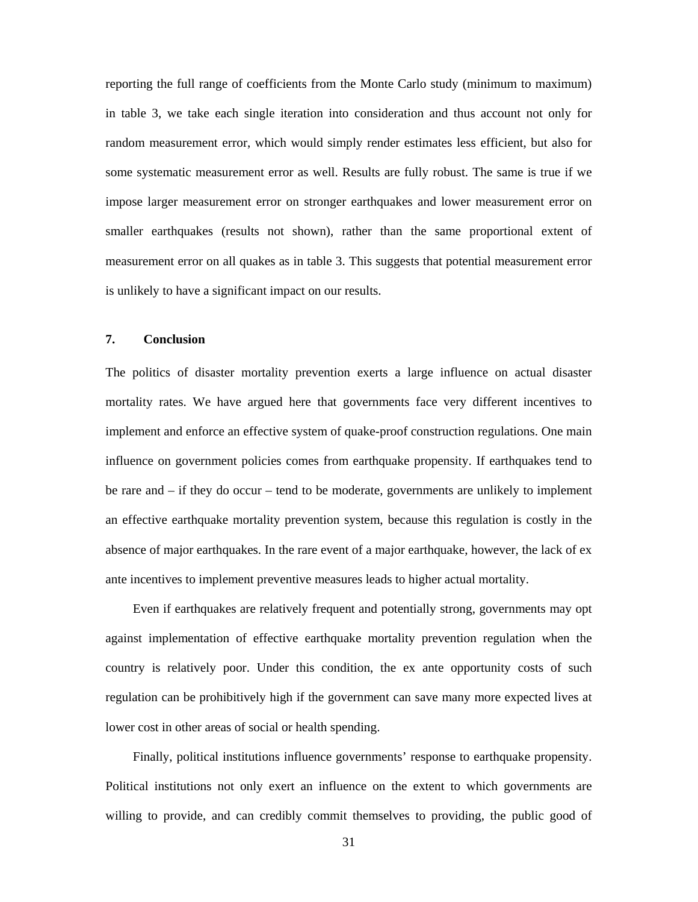reporting the full range of coefficients from the Monte Carlo study (minimum to maximum) in table 3, we take each single iteration into consideration and thus account not only for random measurement error, which would simply render estimates less efficient, but also for some systematic measurement error as well. Results are fully robust. The same is true if we impose larger measurement error on stronger earthquakes and lower measurement error on smaller earthquakes (results not shown), rather than the same proportional extent of measurement error on all quakes as in table 3. This suggests that potential measurement error is unlikely to have a significant impact on our results.

## 7. Conclusion

The politics of disaster mortality prevention exerts a large influence on actual disaster mortality rates. We have argued here that governments face very different incentives to implement and enforce an effective system of quake-proof construction regulations. One main influence on government policies comes from earthquake propensity. If earthquakes tend to be rare and – if they do occur – tend to be moderate, governments are unlikely to implement an effective earthquake mortality prevention system, because this regulation is costly in the absence of major earthquakes. In the rare event of a major earthquake, however, the lack of ex ante incentives to implement preventive measures leads to higher actual mortality.

Even if earthquakes are relatively frequent and potentially strong, governments may opt against implementation of effective earthquake mortality prevention regulation when the country is relatively poor. Under this condition, the ex ante opportunity costs of such regulation can be prohibitively high if the government can save many more expected lives at lower cost in other areas of social or health spending.

Finally, political institutions influence governments' response to earthquake propensity. Political institutions not only exert an influence on the extent to which governments are willing to provide, and can credibly commit themselves to providing, the public good of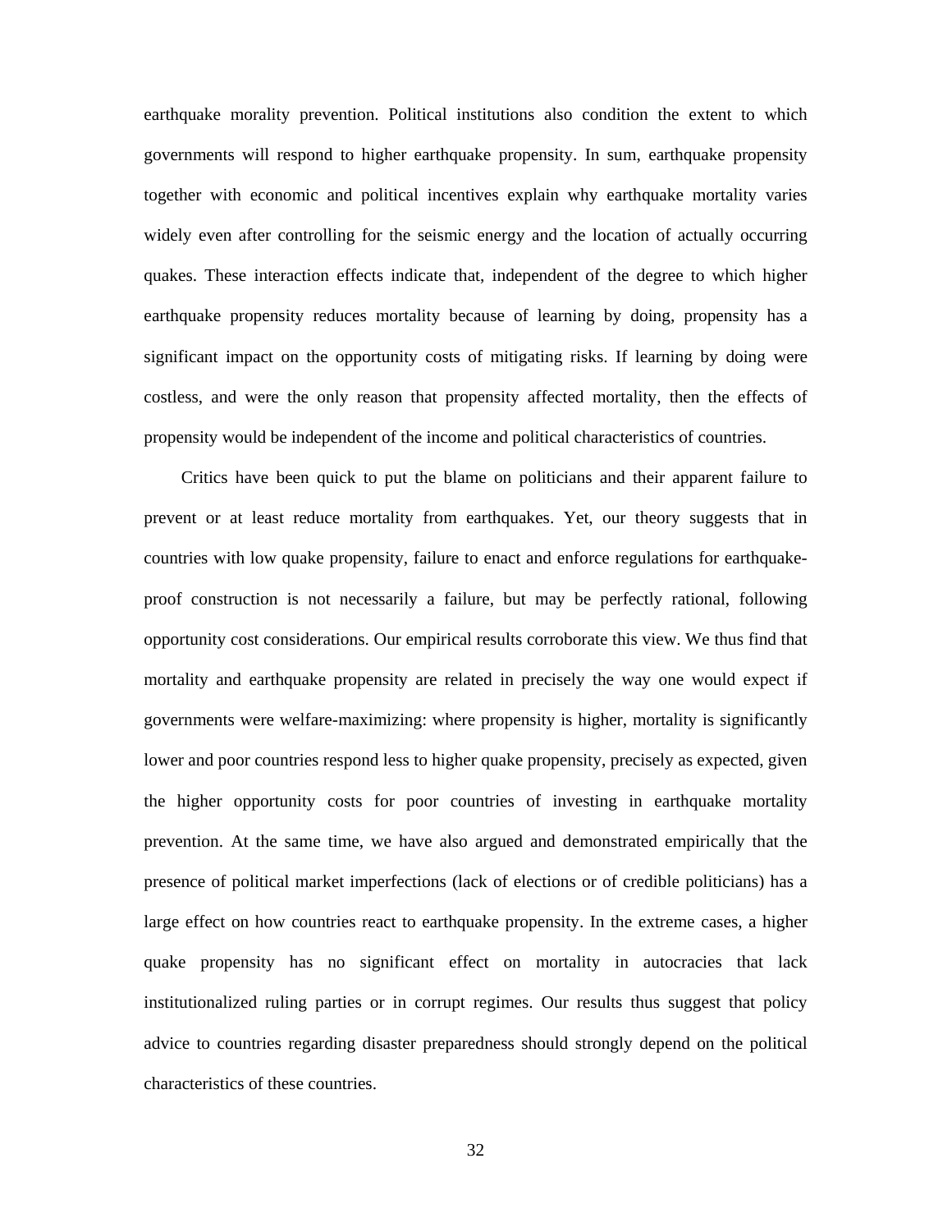earthquake morality prevention. Political institutions also condition the extent to which governments will respond to higher earthquake propensity. In sum, earthquake propensity together with economic and political incentives explain why earthquake mortality varies widely even after controlling for the seismic energy and the location of actually occurring quakes. These interaction effects indicate that, independent of the degree to which higher earthquake propensity reduces mortality because of learning by doing, propensity has a significant impact on the opportunity costs of mitigating risks. If learning by doing were costless, and were the only reason that propensity affected mortality, then the effects of propensity would be independent of the income and political characteristics of countries.

Critics have been quick to put the blame on politicians and their apparent failure to prevent or at least reduce mortality from earthquakes. Yet, our theory suggests that in countries with low quake propensity, failure to enact and enforce regulations for earthquake-proof construction is not necessarily a failure, but may be perfectly rational, following opportunity cost considerations. Our empirical results corroborate this view. We thus find that mortality and earthquake propensity are related in precisely the way one would expect if governments were welfare-maximizing: where propensity is higher, mortality is significantly lower and poor countries respond less to higher quake propensity, precisely as expected, given the higher opportunity costs for poor countries of investing in earthquake mortality prevention. At the same time, we have also argued and demonstrated empirically that the presence of political market imperfections (lack of elections or of credible politicians) has a large effect on how countries react to earthquake propensity. In the extreme cases, a higher quake propensity has no significant effect on mortality in autocracies that lack institutionalized ruling parties or in corrupt regimes. Our results thus suggest that policy advice to countries regarding disaster preparedness should strongly depend on the political characteristics of these countries.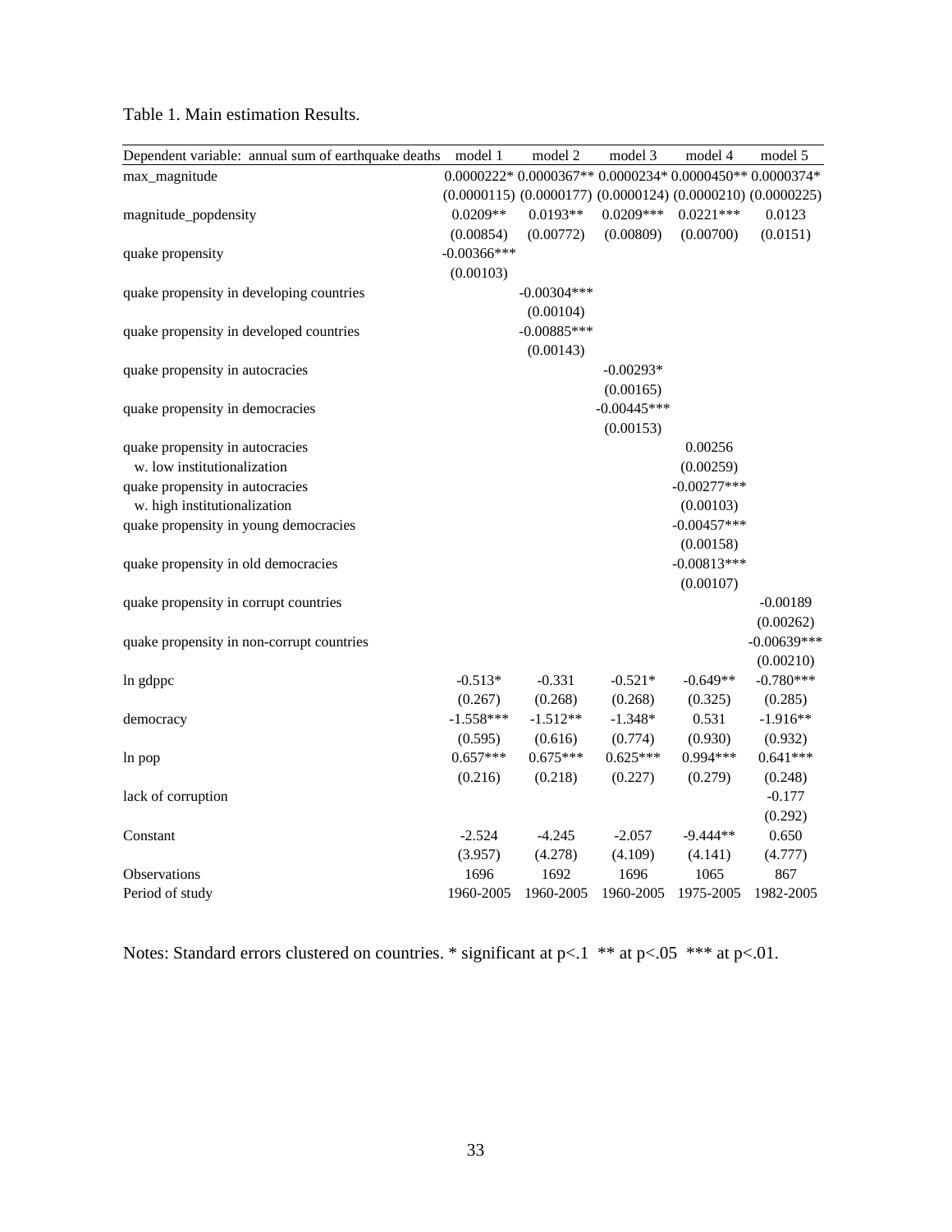Table 1. Main estimation Results.

| Dependent variable: annual sum of earthquake deaths | model 1 | model 2 | model 3 | model 4 | model 5 |
|---|---|---|---|---|---|
| max_magnitude | 0.0000222* | 0.0000367** | 0.0000234* | 0.0000450** | 0.0000374* |
| | (0.0000115) | (0.0000177) | (0.0000124) | (0.0000210) | (0.0000225) |
| magnitude_popdensity | 0.0209** | 0.0193** | 0.0209*** | 0.0221*** | 0.0123 |
| | (0.00854) | (0.00772) | (0.00809) | (0.00700) | (0.0151) |
| quake propensity | -0.00366*** | | | | |
| | (0.00103) | | | | |
| quake propensity in developing countries | | -0.00304*** | | | |
| | | (0.00104) | | | |
| quake propensity in developed countries | | -0.00885*** | | | |
| | | (0.00143) | | | |
| quake propensity in autocracies | | | -0.00293* | | |
| | | | (0.00165) | | |
| quake propensity in democracies | | | -0.00445*** | | |
| | | | (0.00153) | | |
| quake propensity in autocracies w. low institutionalization | | | | 0.00256 | |
| | | | | (0.00259) | |
| quake propensity in autocracies w. high institutionalization | | | | -0.00277*** | |
| | | | | (0.00103) | |
| quake propensity in young democracies | | | | -0.00457*** | |
| | | | | (0.00158) | |
| quake propensity in old democracies | | | | -0.00813*** | |
| | | | | (0.00107) | |
| quake propensity in corrupt countries | | | | | -0.00189 |
| | | | | | (0.00262) |
| quake propensity in non-corrupt countries | | | | | -0.00639*** |
| | | | | | (0.00210) |
| ln gdppc | -0.513* | -0.331 | -0.521* | -0.649** | -0.780*** |
| | (0.267) | (0.268) | (0.268) | (0.325) | (0.285) |
| democracy | -1.558*** | -1.512** | -1.348* | 0.531 | -1.916** |
| | (0.595) | (0.616) | (0.774) | (0.930) | (0.932) |
| ln pop | 0.657*** | 0.675*** | 0.625*** | 0.994*** | 0.641*** |
| | (0.216) | (0.218) | (0.227) | (0.279) | (0.248) |
| lack of corruption | | | | | -0.177 |
| | | | | | (0.292) |
| Constant | -2.524 | -4.245 | -2.057 | -9.444** | 0.650 |
| | (3.957) | (4.278) | (4.109) | (4.141) | (4.777) |
| Observations | 1696 | 1692 | 1696 | 1065 | 867 |
| Period of study | 1960-2005 | 1960-2005 | 1960-2005 | 1975-2005 | 1982-2005 |

Notes: Standard errors clustered on countries. * significant at $p<.1$ ** at $p<.05$ *** at $p<.01$.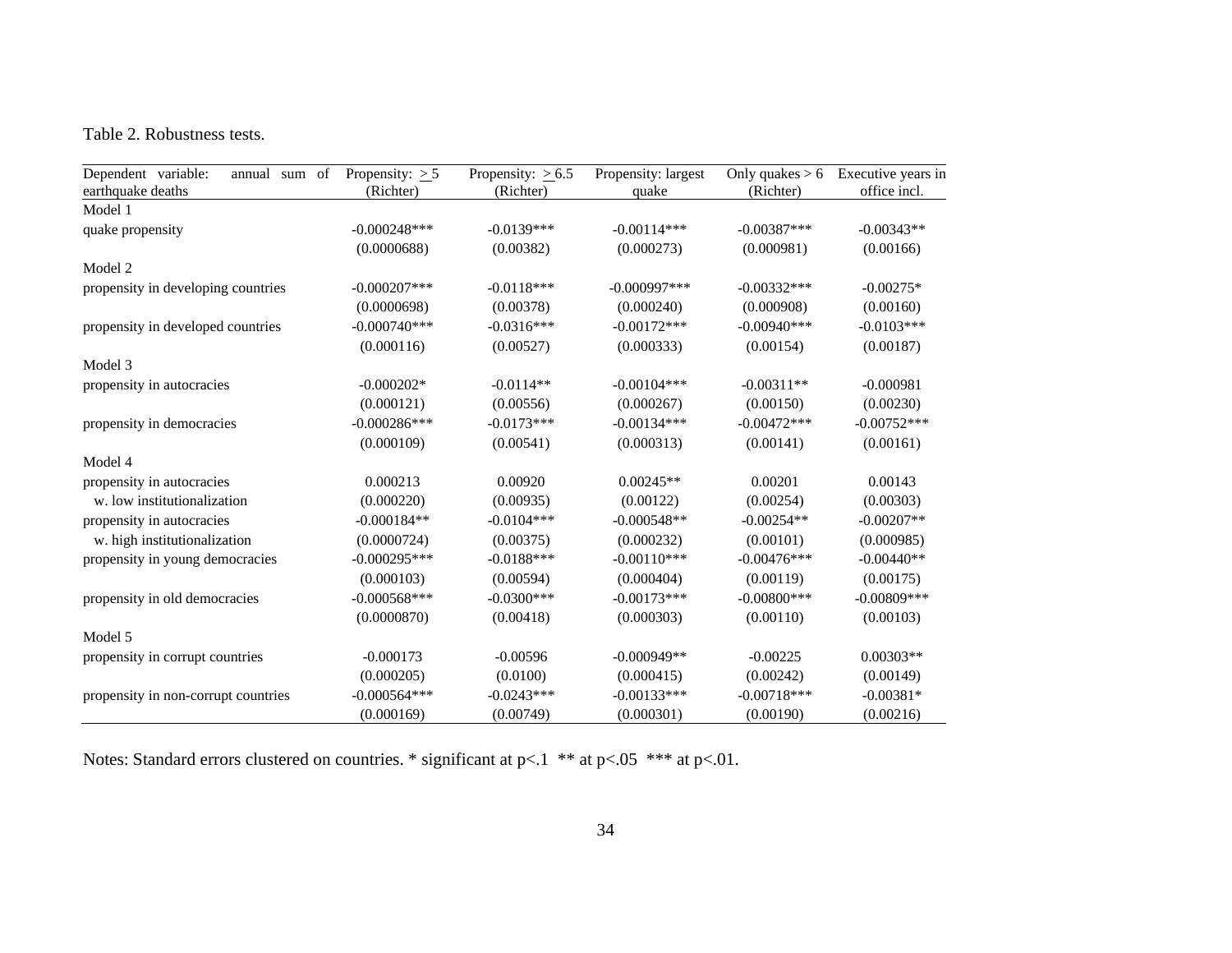Table 2. Robustness tests.

| Dependent variable: annual sum of earthquake deaths | Propensity: ≥ 5 (Richter) | Propensity: ≥ 6.5 (Richter) | Propensity: largest quake | Only quakes > 6 (Richter) | Executive years in office incl. |
|---|---|---|---|---|---|
| Model 1 | | | | | |
| quake propensity | -0.000248*** | -0.0139*** | -0.00114*** | -0.00387*** | -0.00343** |
| | (0.0000688) | (0.00382) | (0.000273) | (0.000981) | (0.00166) |
| Model 2 | | | | | |
| propensity in developing countries | -0.000207*** | -0.0118*** | -0.000997*** | -0.00332*** | -0.00275* |
| | (0.0000698) | (0.00378) | (0.000240) | (0.000908) | (0.00160) |
| propensity in developed countries | -0.000740*** | -0.0316*** | -0.00172*** | -0.00940*** | -0.0103*** |
| | (0.000116) | (0.00527) | (0.000333) | (0.00154) | (0.00187) |
| Model 3 | | | | | |
| propensity in autocracies | -0.000202* | -0.0114** | -0.00104*** | -0.00311** | -0.000981 |
| | (0.000121) | (0.00556) | (0.000267) | (0.00150) | (0.00230) |
| propensity in democracies | -0.000286*** | -0.0173*** | -0.00134*** | -0.00472*** | -0.00752*** |
| | (0.000109) | (0.00541) | (0.000313) | (0.00141) | (0.00161) |
| Model 4 | | | | | |
| propensity in autocracies | 0.000213 | 0.00920 | 0.00245** | 0.00201 | 0.00143 |
| w. low institutionalization | (0.000220) | (0.00935) | (0.00122) | (0.00254) | (0.00303) |
| propensity in autocracies | -0.000184** | -0.0104*** | -0.000548** | -0.00254** | -0.00207** |
| w. high institutionalization | (0.0000724) | (0.00375) | (0.000232) | (0.00101) | (0.000985) |
| propensity in young democracies | -0.000295*** | -0.0188*** | -0.00110*** | -0.00476*** | -0.00440** |
| | (0.000103) | (0.00594) | (0.000404) | (0.00119) | (0.00175) |
| propensity in old democracies | -0.000568*** | -0.0300*** | -0.00173*** | -0.00800*** | -0.00809*** |
| | (0.0000870) | (0.00418) | (0.000303) | (0.00110) | (0.00103) |
| Model 5 | | | | | |
| propensity in corrupt countries | -0.000173 | -0.00596 | -0.000949** | -0.00225 | 0.00303** |
| | (0.000205) | (0.0100) | (0.000415) | (0.00242) | (0.00149) |
| propensity in non-corrupt countries | -0.000564*** | -0.0243*** | -0.00133*** | -0.00718*** | -0.00381* |
| | (0.000169) | (0.00749) | (0.000301) | (0.00190) | (0.00216) |

Notes: Standard errors clustered on countries. * significant at p<.1 ** at p<.05 *** at p<.01.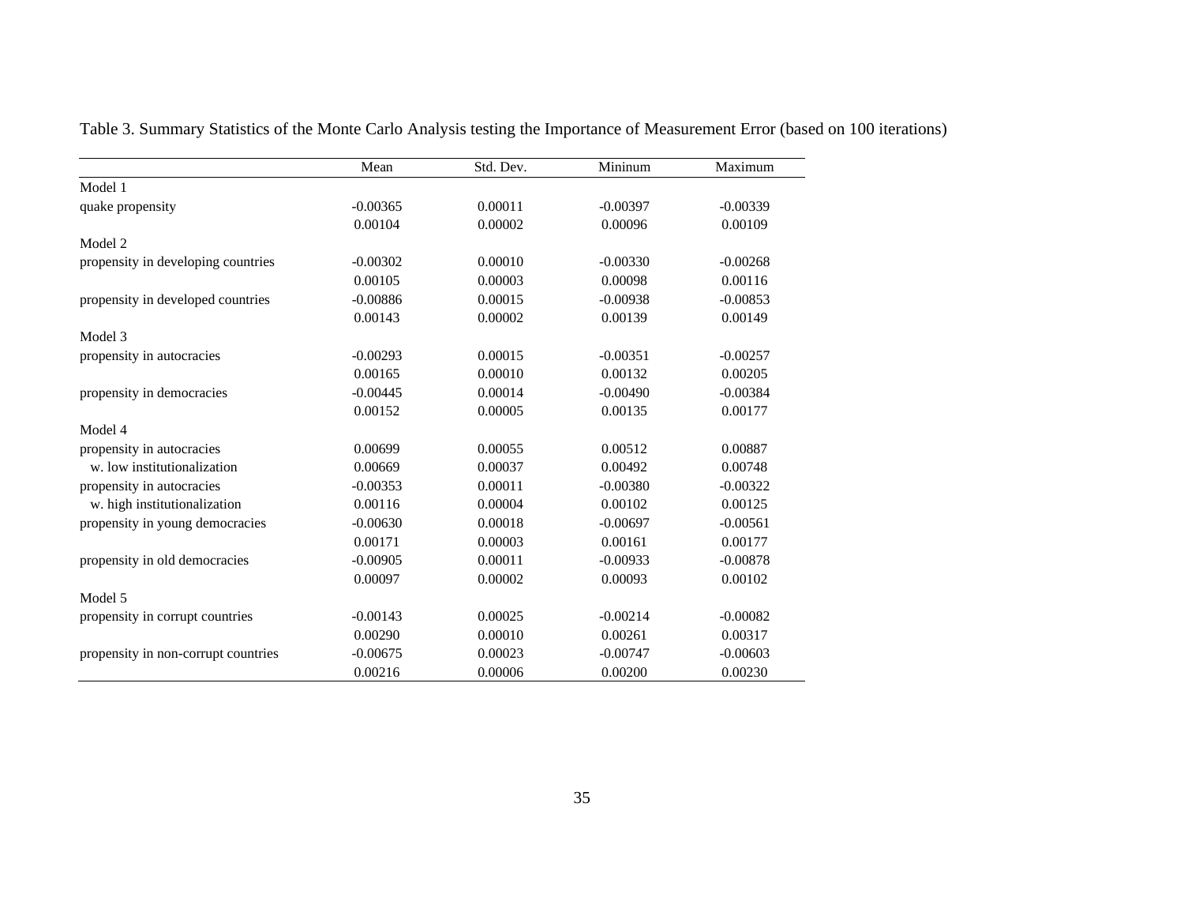Table 3. Summary Statistics of the Monte Carlo Analysis testing the Importance of Measurement Error (based on 100 iterations)

| | Mean | Std. Dev. | Mininum | Maximum |
|---|---|---|---|---|
| Model 1 | | | | |
| quake propensity | -0.00365 | 0.00011 | -0.00397 | -0.00339 |
| | 0.00104 | 0.00002 | 0.00096 | 0.00109 |
| Model 2 | | | | |
| propensity in developing countries | -0.00302 | 0.00010 | -0.00330 | -0.00268 |
| | 0.00105 | 0.00003 | 0.00098 | 0.00116 |
| propensity in developed countries | -0.00886 | 0.00015 | -0.00938 | -0.00853 |
| | 0.00143 | 0.00002 | 0.00139 | 0.00149 |
| Model 3 | | | | |
| propensity in autocracies | -0.00293 | 0.00015 | -0.00351 | -0.00257 |
| | 0.00165 | 0.00010 | 0.00132 | 0.00205 |
| propensity in democracies | -0.00445 | 0.00014 | -0.00490 | -0.00384 |
| | 0.00152 | 0.00005 | 0.00135 | 0.00177 |
| Model 4 | | | | |
| propensity in autocracies | 0.00699 | 0.00055 | 0.00512 | 0.00887 |
| w. low institutionalization | 0.00669 | 0.00037 | 0.00492 | 0.00748 |
| propensity in autocracies | -0.00353 | 0.00011 | -0.00380 | -0.00322 |
| w. high institutionalization | 0.00116 | 0.00004 | 0.00102 | 0.00125 |
| propensity in young democracies | -0.00630 | 0.00018 | -0.00697 | -0.00561 |
| | 0.00171 | 0.00003 | 0.00161 | 0.00177 |
| propensity in old democracies | -0.00905 | 0.00011 | -0.00933 | -0.00878 |
| | 0.00097 | 0.00002 | 0.00093 | 0.00102 |
| Model 5 | | | | |
| propensity in corrupt countries | -0.00143 | 0.00025 | -0.00214 | -0.00082 |
| | 0.00290 | 0.00010 | 0.00261 | 0.00317 |
| propensity in non-corrupt countries | -0.00675 | 0.00023 | -0.00747 | -0.00603 |
| | 0.00216 | 0.00006 | 0.00200 | 0.00230 |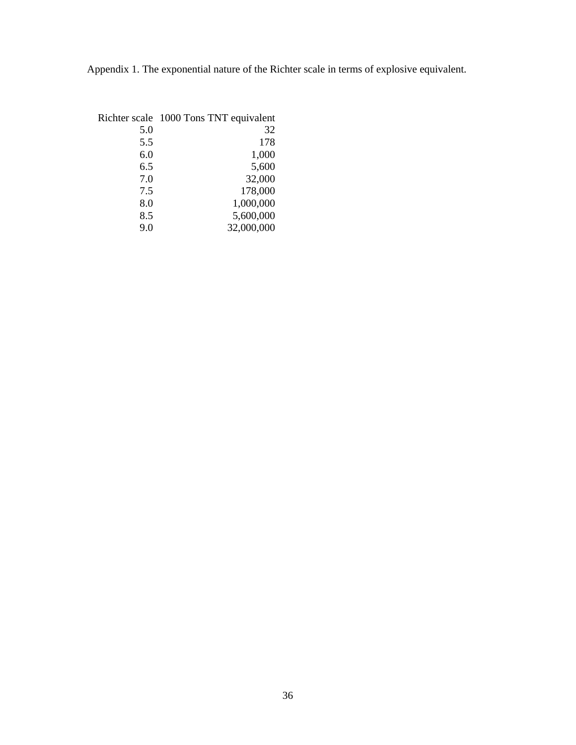Appendix 1. The exponential nature of the Richter scale in terms of explosive equivalent.

| Richter scale | 1000 Tons TNT equivalent |
|---|---|
| 5.0 | 32 |
| 5.5 | 178 |
| 6.0 | 1,000 |
| 6.5 | 5,600 |
| 7.0 | 32,000 |
| 7.5 | 178,000 |
| 8.0 | 1,000,000 |
| 8.5 | 5,600,000 |
| 9.0 | 32,000,000 |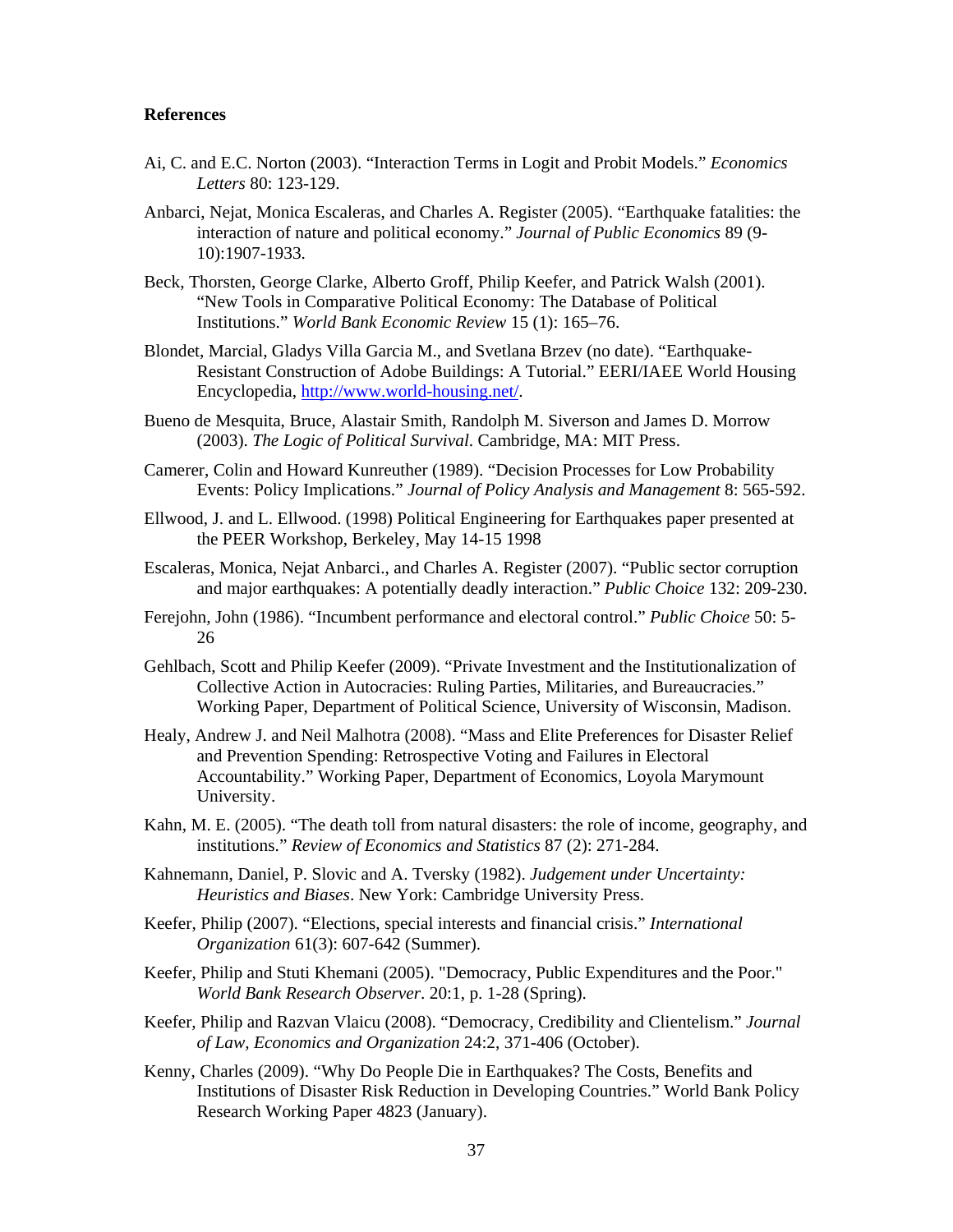**References**

Ai, C. and E.C. Norton (2003). "Interaction Terms in Logit and Probit Models." *Economics Letters* 80: 123-129.

Anbarci, Nejat, Monica Escaleras, and Charles A. Register (2005). "Earthquake fatalities: the interaction of nature and political economy." *Journal of Public Economics* 89 (9-10):1907-1933.

Beck, Thorsten, George Clarke, Alberto Groff, Philip Keefer, and Patrick Walsh (2001). "New Tools in Comparative Political Economy: The Database of Political Institutions." *World Bank Economic Review* 15 (1): 165–76.

Blondet, Marcial, Gladys Villa Garcia M., and Svetlana Brzev (no date). "Earthquake-Resistant Construction of Adobe Buildings: A Tutorial." EERI/IAEE World Housing Encyclopedia, http://www.world-housing.net/.

Bueno de Mesquita, Bruce, Alastair Smith, Randolph M. Siverson and James D. Morrow (2003). *The Logic of Political Survival*. Cambridge, MA: MIT Press.

Camerer, Colin and Howard Kunreuther (1989). "Decision Processes for Low Probability Events: Policy Implications." *Journal of Policy Analysis and Management* 8: 565-592.

Ellwood, J. and L. Ellwood. (1998) Political Engineering for Earthquakes paper presented at the PEER Workshop, Berkeley, May 14-15 1998

Escaleras, Monica, Nejat Anbarci., and Charles A. Register (2007). "Public sector corruption and major earthquakes: A potentially deadly interaction." *Public Choice* 132: 209-230.

Ferejohn, John (1986). "Incumbent performance and electoral control." *Public Choice* 50: 5-26

Gehlbach, Scott and Philip Keefer (2009). "Private Investment and the Institutionalization of Collective Action in Autocracies: Ruling Parties, Militaries, and Bureaucracies." Working Paper, Department of Political Science, University of Wisconsin, Madison.

Healy, Andrew J. and Neil Malhotra (2008). "Mass and Elite Preferences for Disaster Relief and Prevention Spending: Retrospective Voting and Failures in Electoral Accountability." Working Paper, Department of Economics, Loyola Marymount University.

Kahn, M. E. (2005). "The death toll from natural disasters: the role of income, geography, and institutions." *Review of Economics and Statistics* 87 (2): 271-284.

Kahnemann, Daniel, P. Slovic and A. Tversky (1982). *Judgement under Uncertainty: Heuristics and Biases*. New York: Cambridge University Press.

Keefer, Philip (2007). "Elections, special interests and financial crisis." *International Organization* 61(3): 607-642 (Summer).

Keefer, Philip and Stuti Khemani (2005). "Democracy, Public Expenditures and the Poor." *World Bank Research Observer*. 20:1, p. 1-28 (Spring).

Keefer, Philip and Razvan Vlaicu (2008). "Democracy, Credibility and Clientelism." *Journal of Law, Economics and Organization* 24:2, 371-406 (October).

Kenny, Charles (2009). "Why Do People Die in Earthquakes? The Costs, Benefits and Institutions of Disaster Risk Reduction in Developing Countries." World Bank Policy Research Working Paper 4823 (January).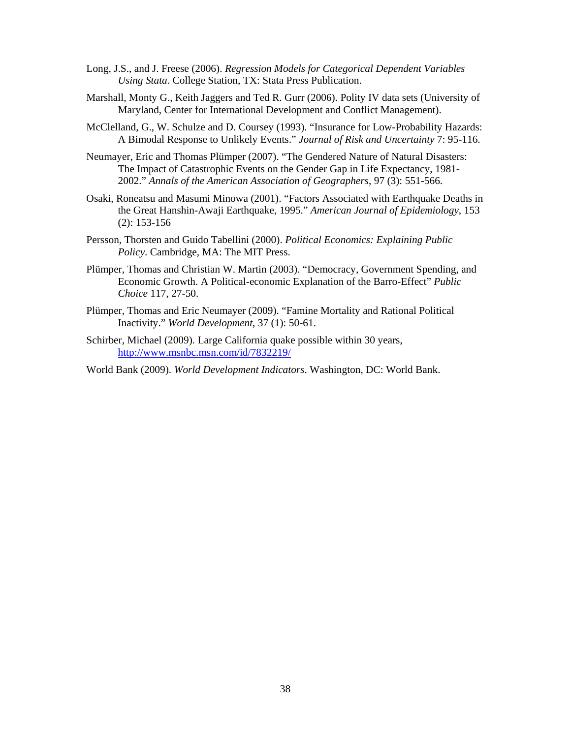Long, J.S., and J. Freese (2006). *Regression Models for Categorical Dependent Variables Using Stata*. College Station, TX: Stata Press Publication.

Marshall, Monty G., Keith Jaggers and Ted R. Gurr (2006). Polity IV data sets (University of Maryland, Center for International Development and Conflict Management).

McClelland, G., W. Schulze and D. Coursey (1993). "Insurance for Low-Probability Hazards: A Bimodal Response to Unlikely Events." *Journal of Risk and Uncertainty* 7: 95-116.

Neumayer, Eric and Thomas Plümper (2007). "The Gendered Nature of Natural Disasters: The Impact of Catastrophic Events on the Gender Gap in Life Expectancy, 1981-2002." *Annals of the American Association of Geographers*, 97 (3): 551-566.

Osaki, Roneatsu and Masumi Minowa (2001). "Factors Associated with Earthquake Deaths in the Great Hanshin-Awaji Earthquake, 1995." *American Journal of Epidemiology*, 153 (2): 153-156

Persson, Thorsten and Guido Tabellini (2000). *Political Economics: Explaining Public Policy*. Cambridge, MA: The MIT Press.

Plümper, Thomas and Christian W. Martin (2003). "Democracy, Government Spending, and Economic Growth. A Political-economic Explanation of the Barro-Effect" *Public Choice* 117, 27-50.

Plümper, Thomas and Eric Neumayer (2009). "Famine Mortality and Rational Political Inactivity." *World Development*, 37 (1): 50-61.

Schirber, Michael (2009). Large California quake possible within 30 years, http://www.msnbc.msn.com/id/7832219/

World Bank (2009). *World Development Indicators*. Washington, DC: World Bank.